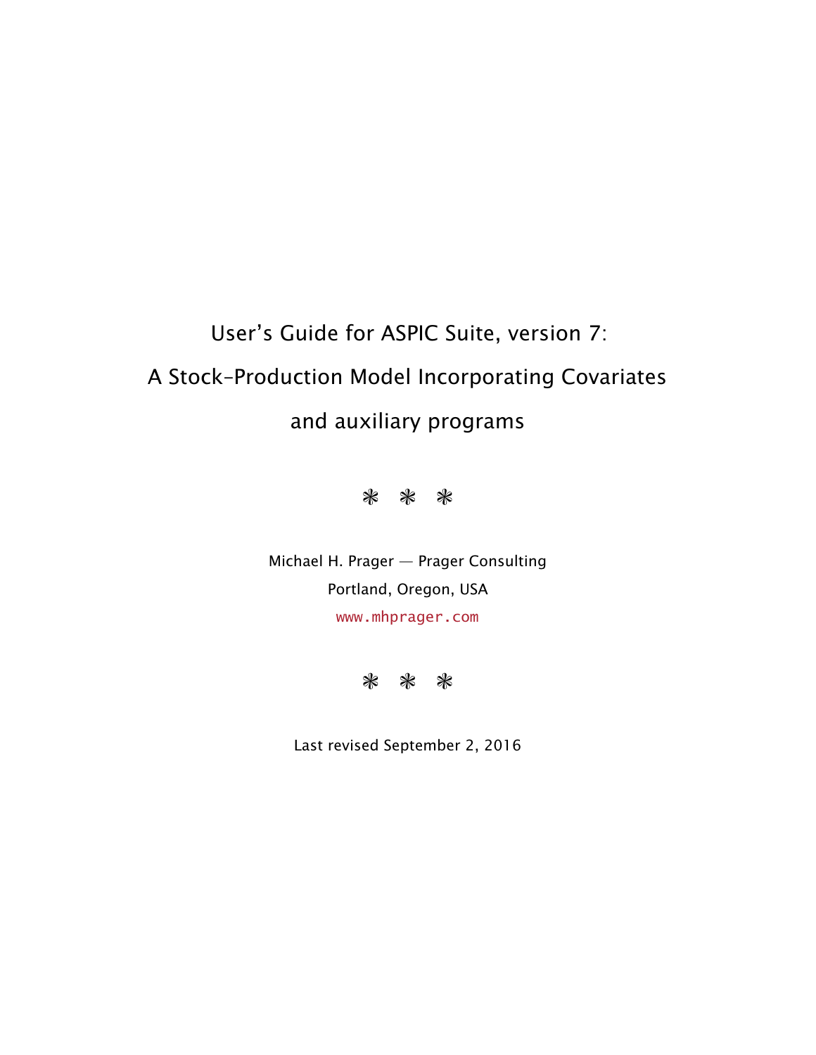# User's Guide for ASPIC Suite, version 7:

# A Stock-Production Model Incorporating Covariates

# and auxiliary programs

❋ ❋ ❋

Michael H. Prager — Prager Consulting

Portland, Oregon, USA

www.mhprager.com

❋ ❋ ❋

Last revised September 2, 2016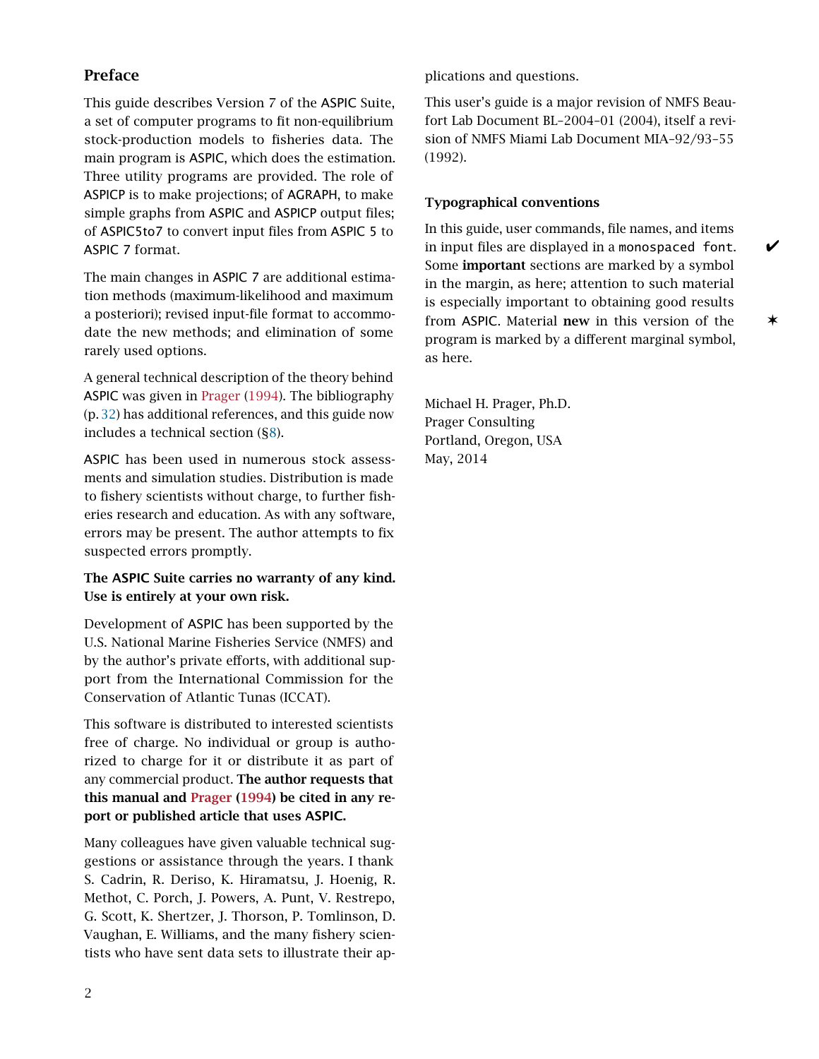## Preface

This guide describes Version 7 of the ASPIC Suite, a set of computer programs to fit non-equilibrium stock-production models to fisheries data. The main program is ASPIC, which does the estimation. Three utility programs are provided. The role of ASPICP is to make projections; of AGRAPH, to make simple graphs from ASPIC and ASPICP output files; of ASPIC5to7 to convert input files from ASPIC 5 to ASPIC 7 format.

The main changes in ASPIC 7 are additional estimation methods (maximum-likelihood and maximum a posteriori); revised input-file format to accommodate the new methods; and elimination of some rarely used options.

A general technical description of the theory behind ASPIC was given in Prager (1994). The bibliography (p. 32) has additional references, and this guide now includes a technical section (§8).

ASPIC has been used in numerous stock assessments and simulation studies. Distribution is made to fishery scientists without charge, to further fisheries research and education. As with any software, errors may be present. The author attempts to fix suspected errors promptly.

**The ASPIC Suite carries no warranty of any kind. Use is entirely at your own risk.**

Development of ASPIC has been supported by the U.S. National Marine Fisheries Service (NMFS) and by the author's private efforts, with additional support from the International Commission for the Conservation of Atlantic Tunas (ICCAT).

This software is distributed to interested scientists free of charge. No individual or group is authorized to charge for it or distribute it as part of any commercial product. **The author requests that this manual and Prager (1994) be cited in any report or published article that uses ASPIC.**

Many colleagues have given valuable technical suggestions or assistance through the years. I thank S. Cadrin, R. Deriso, K. Hiramatsu, J. Hoenig, R. Methot, C. Porch, J. Powers, A. Punt, V. Restrepo, G. Scott, K. Shertzer, J. Thorson, P. Tomlinson, D. Vaughan, E. Williams, and the many fishery scientists who have sent data sets to illustrate their applications and questions.

This user's guide is a major revision of NMFS Beaufort Lab Document BL–2004–01 (2004), itself a revision of NMFS Miami Lab Document MIA–92/93–55 (1992).

### Typographical conventions

In this guide, user commands, file names, and items in input files are displayed in a `monospaced font`. ✔ Some **important** sections are marked by a symbol in the margin, as here; attention to such material is especially important to obtaining good results from ASPIC. Material **new** in this version of the program is marked by a different marginal symbol, as here. ✶

Michael H. Prager, Ph.D.
Prager Consulting
Portland, Oregon, USA
May, 2014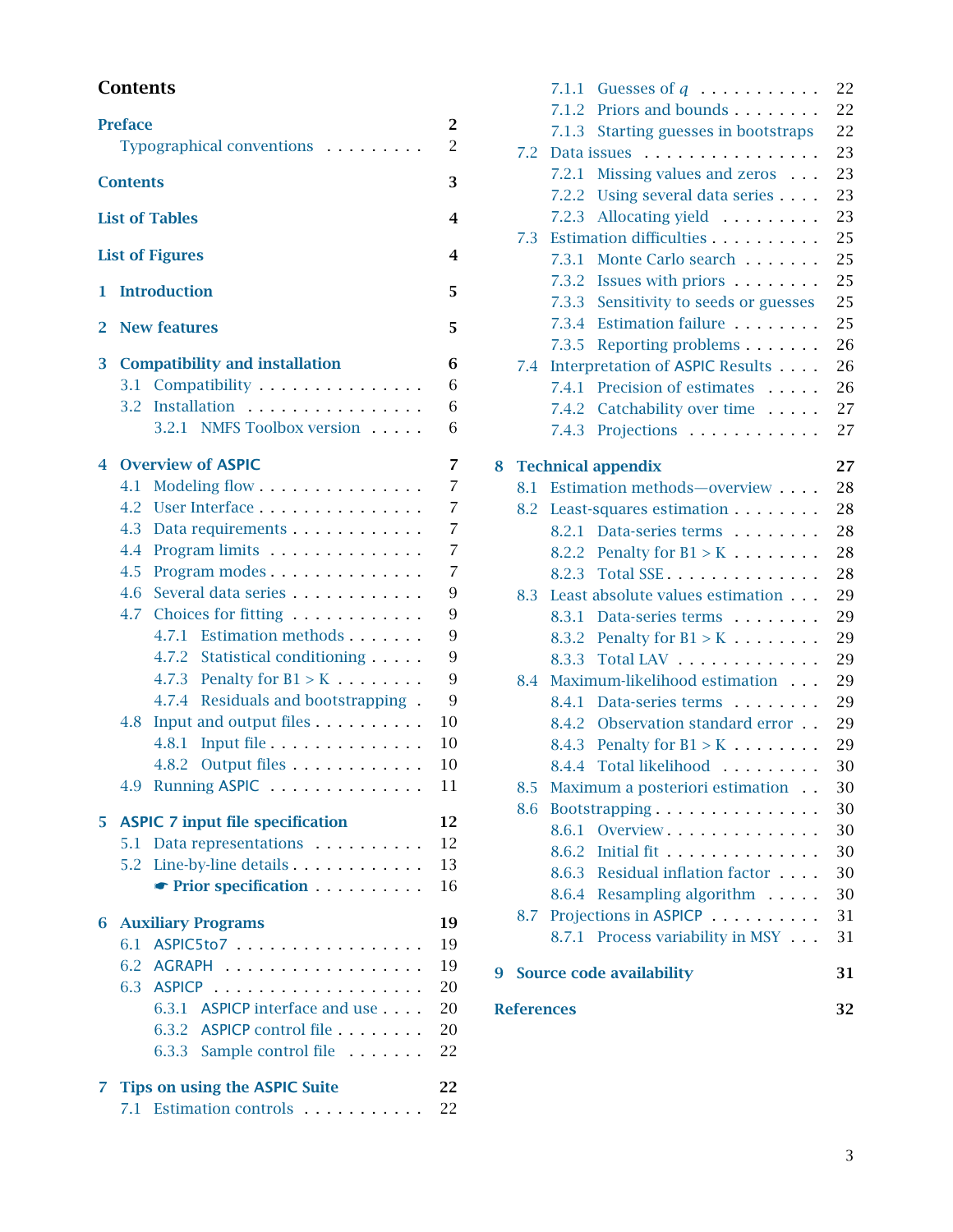# Contents

**Preface** 2

- Typographical conventions 2

**Contents** 3

**List of Tables** 4

**List of Figures** 4

**1 Introduction** 5

**2 New features** 5

**3 Compatibility and installation** 6

- 3.1 Compatibility 6
- 3.2 Installation 6
  - 3.2.1 NMFS Toolbox version 6

**4 Overview of ASPIC** 7

- 4.1 Modeling flow 7
- 4.2 User Interface 7
- 4.3 Data requirements 7
- 4.4 Program limits 7
- 4.5 Program modes 7
- 4.6 Several data series 9
- 4.7 Choices for fitting 9
  - 4.7.1 Estimation methods 9
  - 4.7.2 Statistical conditioning 9
  - 4.7.3 Penalty for B1 > K 9
  - 4.7.4 Residuals and bootstrapping 9
- 4.8 Input and output files 10
  - 4.8.1 Input file 10
  - 4.8.2 Output files 10
- 4.9 Running ASPIC 11

**5 ASPIC 7 input file specification** 12

- 5.1 Data representations 12
- 5.2 Line-by-line details 13
  - ☛ **Prior specification** 16

**6 Auxiliary Programs** 19

- 6.1 ASPIC5to7 19
- 6.2 AGRAPH 19
- 6.3 ASPICP 20
  - 6.3.1 ASPICP interface and use 20
  - 6.3.2 ASPICP control file 20
  - 6.3.3 Sample control file 22

**7 Tips on using the ASPIC Suite** 22

- 7.1 Estimation controls 22
  - 7.1.1 Guesses of *q* 22
  - 7.1.2 Priors and bounds 22
  - 7.1.3 Starting guesses in bootstraps 22
- 7.2 Data issues 23
  - 7.2.1 Missing values and zeros 23
  - 7.2.2 Using several data series 23
  - 7.2.3 Allocating yield 23
- 7.3 Estimation difficulties 25
  - 7.3.1 Monte Carlo search 25
  - 7.3.2 Issues with priors 25
  - 7.3.3 Sensitivity to seeds or guesses 25
  - 7.3.4 Estimation failure 25
  - 7.3.5 Reporting problems 26
- 7.4 Interpretation of ASPIC Results 26
  - 7.4.1 Precision of estimates 26
  - 7.4.2 Catchability over time 27
  - 7.4.3 Projections 27

**8 Technical appendix** 27

- 8.1 Estimation methods—overview 28
- 8.2 Least-squares estimation 28
  - 8.2.1 Data-series terms 28
  - 8.2.2 Penalty for B1 > K 28
  - 8.2.3 Total SSE 28
- 8.3 Least absolute values estimation 29
  - 8.3.1 Data-series terms 29
  - 8.3.2 Penalty for B1 > K 29
  - 8.3.3 Total LAV 29
- 8.4 Maximum-likelihood estimation 29
  - 8.4.1 Data-series terms 29
  - 8.4.2 Observation standard error 29
  - 8.4.3 Penalty for B1 > K 29
  - 8.4.4 Total likelihood 30
- 8.5 Maximum a posteriori estimation 30
- 8.6 Bootstrapping 30
  - 8.6.1 Overview 30
  - 8.6.2 Initial fit 30
  - 8.6.3 Residual inflation factor 30
  - 8.6.4 Resampling algorithm 30
- 8.7 Projections in ASPICP 31
  - 8.7.1 Process variability in MSY 31

**9 Source code availability** 31

**References** 32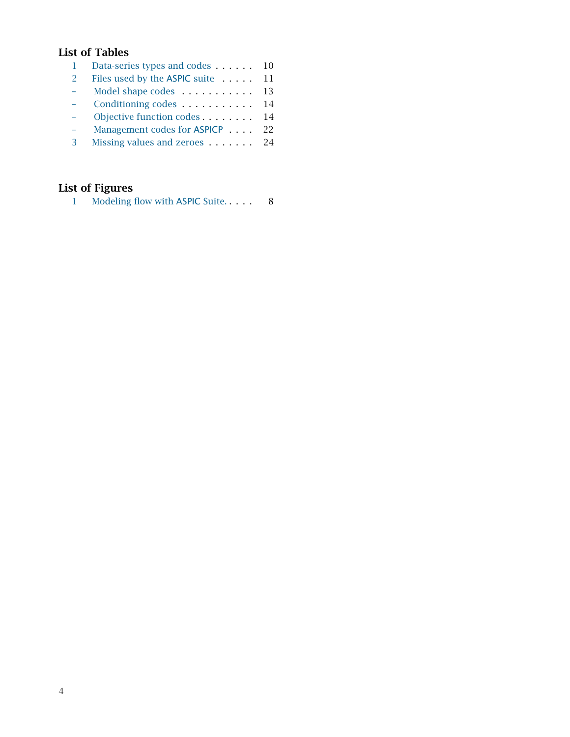## List of Tables

| | | |
|---|---|---|
| 1 | Data-series types and codes | 10 |
| 2 | Files used by the ASPIC suite | 11 |
| – | Model shape codes | 13 |
| – | Conditioning codes | 14 |
| – | Objective function codes | 14 |
| – | Management codes for ASPICP | 22 |
| 3 | Missing values and zeroes | 24 |

## List of Figures

| | | |
|---|---|---|
| 1 | Modeling flow with ASPIC Suite. | 8 |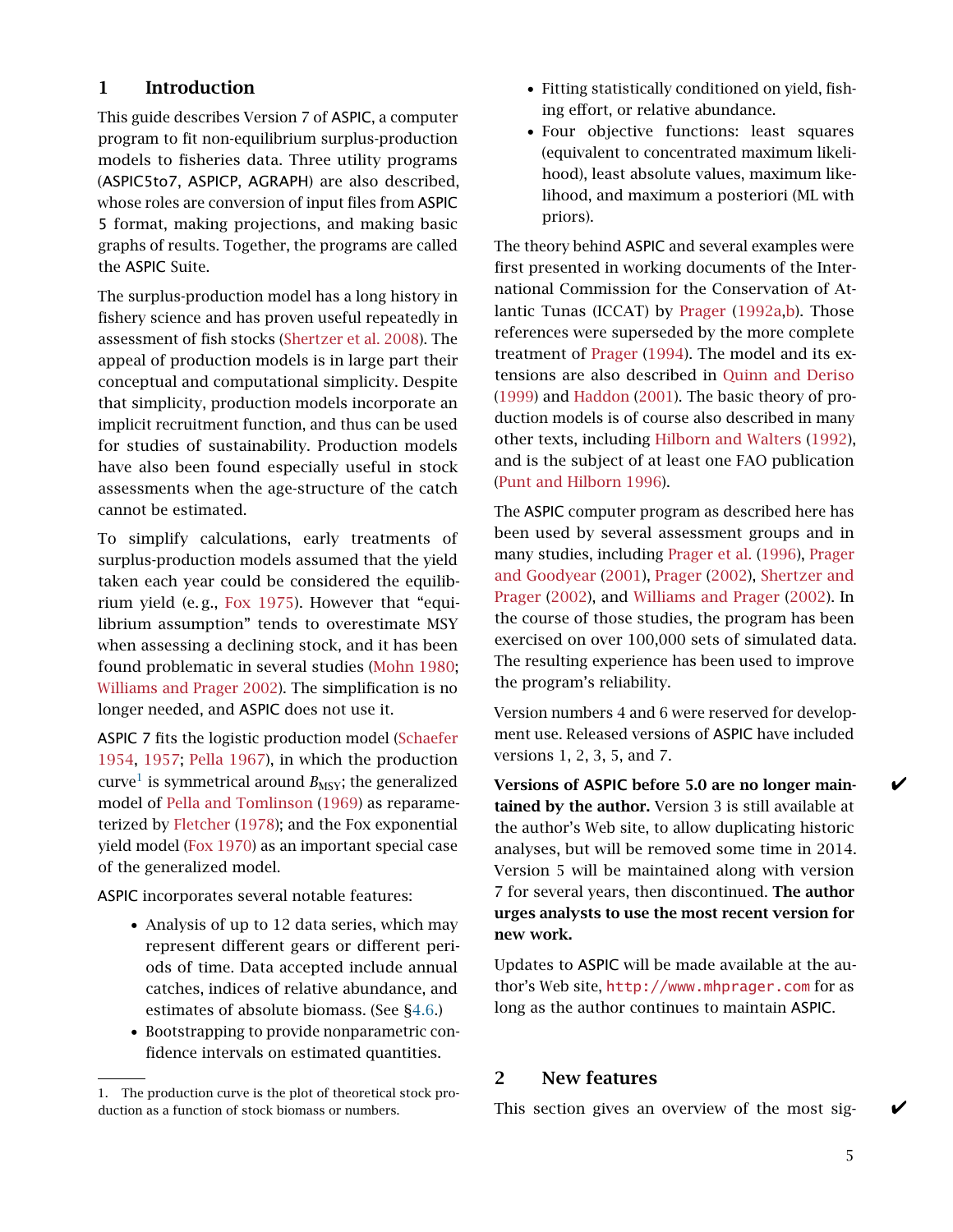# 1 Introduction

This guide describes Version 7 of ASPIC, a computer program to fit non-equilibrium surplus-production models to fisheries data. Three utility programs (ASPIC5to7, ASPICP, AGRAPH) are also described, whose roles are conversion of input files from ASPIC 5 format, making projections, and making basic graphs of results. Together, the programs are called the ASPIC Suite.

The surplus-production model has a long history in fishery science and has proven useful repeatedly in assessment of fish stocks (Shertzer et al. 2008). The appeal of production models is in large part their conceptual and computational simplicity. Despite that simplicity, production models incorporate an implicit recruitment function, and thus can be used for studies of sustainability. Production models have also been found especially useful in stock assessments when the age-structure of the catch cannot be estimated.

To simplify calculations, early treatments of surplus-production models assumed that the yield taken each year could be considered the equilibrium yield (e.g., Fox 1975). However that "equilibrium assumption" tends to overestimate MSY when assessing a declining stock, and it has been found problematic in several studies (Mohn 1980; Williams and Prager 2002). The simplification is no longer needed, and ASPIC does not use it.

ASPIC 7 fits the logistic production model (Schaefer 1954, 1957; Pella 1967), in which the production curve[1] is symmetrical around $B_{\text{MSY}}$; the generalized model of Pella and Tomlinson (1969) as reparameterized by Fletcher (1978); and the Fox exponential yield model (Fox 1970) as an important special case of the generalized model.

ASPIC incorporates several notable features:

- Analysis of up to 12 data series, which may represent different gears or different periods of time. Data accepted include annual catches, indices of relative abundance, and estimates of absolute biomass. (See §4.6.)
- Bootstrapping to provide nonparametric confidence intervals on estimated quantities.
- Fitting statistically conditioned on yield, fishing effort, or relative abundance.
- Four objective functions: least squares (equivalent to concentrated maximum likelihood), least absolute values, maximum likelihood, and maximum a posteriori (ML with priors).

The theory behind ASPIC and several examples were first presented in working documents of the International Commission for the Conservation of Atlantic Tunas (ICCAT) by Prager (1992a,b). Those references were superseded by the more complete treatment of Prager (1994). The model and its extensions are also described in Quinn and Deriso (1999) and Haddon (2001). The basic theory of production models is of course also described in many other texts, including Hilborn and Walters (1992), and is the subject of at least one FAO publication (Punt and Hilborn 1996).

The ASPIC computer program as described here has been used by several assessment groups and in many studies, including Prager et al. (1996), Prager and Goodyear (2001), Prager (2002), Shertzer and Prager (2002), and Williams and Prager (2002). In the course of those studies, the program has been exercised on over 100,000 sets of simulated data. The resulting experience has been used to improve the program's reliability.

Version numbers 4 and 6 were reserved for development use. Released versions of ASPIC have included versions 1, 2, 3, 5, and 7.

✔ **Versions of ASPIC before 5.0 are no longer maintained by the author.** Version 3 is still available at the author's Web site, to allow duplicating historic analyses, but will be removed some time in 2014. Version 5 will be maintained along with version 7 for several years, then discontinued. **The author urges analysts to use the most recent version for new work.**

Updates to ASPIC will be made available at the author's Web site, `http://www.mhprager.com` for as long as the author continues to maintain ASPIC.

# 2 New features

✔ This section gives an overview of the most sig-

---

1. The production curve is the plot of theoretical stock production as a function of stock biomass or numbers.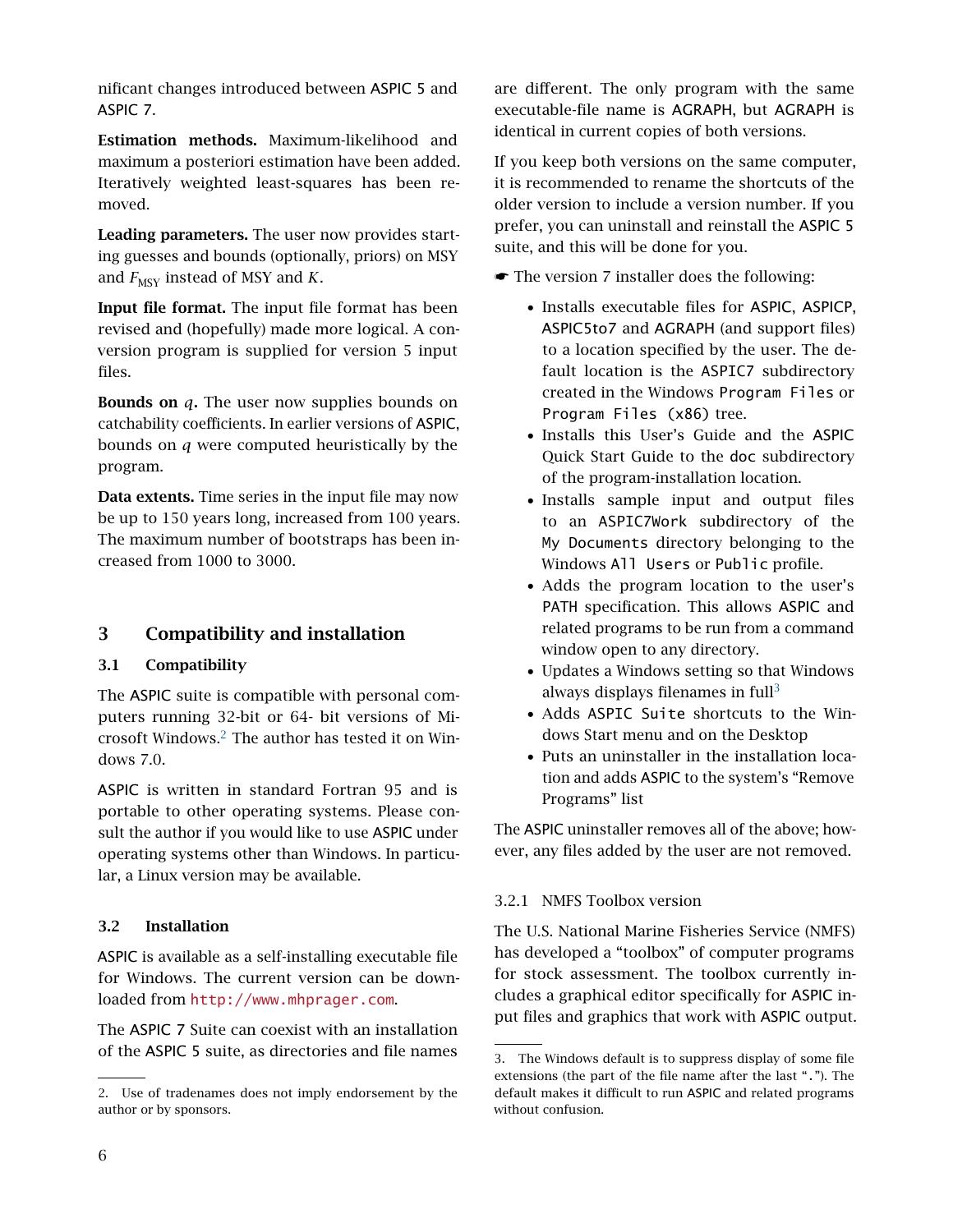nificant changes introduced between ASPIC 5 and ASPIC 7.

**Estimation methods.** Maximum-likelihood and maximum a posteriori estimation have been added. Iteratively weighted least-squares has been removed.

**Leading parameters.** The user now provides starting guesses and bounds (optionally, priors) on MSY and $F_{\text{MSY}}$ instead of MSY and $K$.

**Input file format.** The input file format has been revised and (hopefully) made more logical. A conversion program is supplied for version 5 input files.

**Bounds on $q$.** The user now supplies bounds on catchability coefficients. In earlier versions of ASPIC, bounds on $q$ were computed heuristically by the program.

**Data extents.** Time series in the input file may now be up to 150 years long, increased from 100 years. The maximum number of bootstraps has been increased from 1000 to 3000.

## 3 Compatibility and installation

### 3.1 Compatibility

The ASPIC suite is compatible with personal computers running 32-bit or 64- bit versions of Microsoft Windows.[2] The author has tested it on Windows 7.0.

ASPIC is written in standard Fortran 95 and is portable to other operating systems. Please consult the author if you would like to use ASPIC under operating systems other than Windows. In particular, a Linux version may be available.

### 3.2 Installation

ASPIC is available as a self-installing executable file for Windows. The current version can be downloaded from `http://www.mhprager.com`.

The ASPIC 7 Suite can coexist with an installation of the ASPIC 5 suite, as directories and file names are different. The only program with the same executable-file name is AGRAPH, but AGRAPH is identical in current copies of both versions.

If you keep both versions on the same computer, it is recommended to rename the shortcuts of the older version to include a version number. If you prefer, you can uninstall and reinstall the ASPIC 5 suite, and this will be done for you.

☛ The version 7 installer does the following:

- Installs executable files for ASPIC, ASPICP, ASPIC5to7 and AGRAPH (and support files) to a location specified by the user. The default location is the ASPIC7 subdirectory created in the Windows `Program Files` or `Program Files (x86)` tree.
- Installs this User's Guide and the ASPIC Quick Start Guide to the `doc` subdirectory of the program-installation location.
- Installs sample input and output files to an `ASPIC7Work` subdirectory of the `My Documents` directory belonging to the Windows `All Users` or `Public` profile.
- Adds the program location to the user's PATH specification. This allows ASPIC and related programs to be run from a command window open to any directory.
- Updates a Windows setting so that Windows always displays filenames in full[3]
- Adds `ASPIC Suite` shortcuts to the Windows Start menu and on the Desktop
- Puts an uninstaller in the installation location and adds ASPIC to the system's "Remove Programs" list

The ASPIC uninstaller removes all of the above; however, any files added by the user are not removed.

#### 3.2.1 NMFS Toolbox version

The U.S. National Marine Fisheries Service (NMFS) has developed a "toolbox" of computer programs for stock assessment. The toolbox currently includes a graphical editor specifically for ASPIC input files and graphics that work with ASPIC output.

---

2. Use of tradenames does not imply endorsement by the author or by sponsors.

3. The Windows default is to suppress display of some file extensions (the part of the file name after the last "."). The default makes it difficult to run ASPIC and related programs without confusion.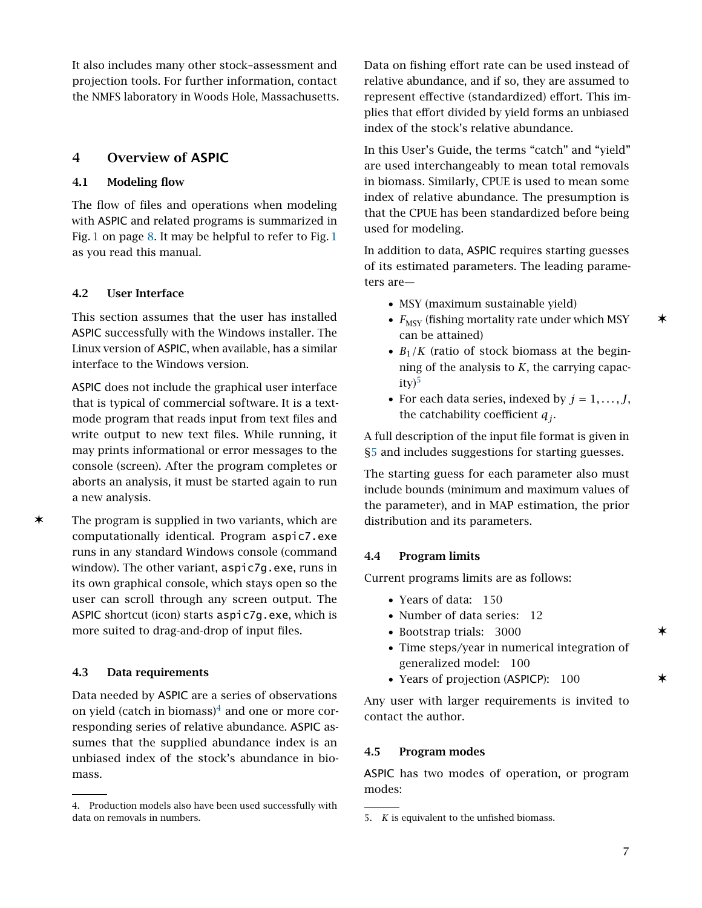It also includes many other stock–assessment and projection tools. For further information, contact the NMFS laboratory in Woods Hole, Massachusetts.

# 4 Overview of ASPIC

## 4.1 Modeling flow

The flow of files and operations when modeling with ASPIC and related programs is summarized in Fig. 1 on page 8. It may be helpful to refer to Fig. 1 as you read this manual.

## 4.2 User Interface

This section assumes that the user has installed ASPIC successfully with the Windows installer. The Linux version of ASPIC, when available, has a similar interface to the Windows version.

ASPIC does not include the graphical user interface that is typical of commercial software. It is a text-mode program that reads input from text files and write output to new text files. While running, it may prints informational or error messages to the console (screen). After the program completes or aborts an analysis, it must be started again to run a new analysis.

The program is supplied in two variants, which are computationally identical. Program `aspic7.exe` runs in any standard Windows console (command window). The other variant, `aspic7g.exe`, runs in its own graphical console, which stays open so the user can scroll through any screen output. The ASPIC shortcut (icon) starts `aspic7g.exe`, which is more suited to drag-and-drop of input files.

## 4.3 Data requirements

Data needed by ASPIC are a series of observations on yield (catch in biomass)[4] and one or more corresponding series of relative abundance. ASPIC assumes that the supplied abundance index is an unbiased index of the stock's abundance in biomass.

Data on fishing effort rate can be used instead of relative abundance, and if so, they are assumed to represent effective (standardized) effort. This implies that effort divided by yield forms an unbiased index of the stock's relative abundance.

In this User's Guide, the terms "catch" and "yield" are used interchangeably to mean total removals in biomass. Similarly, CPUE is used to mean some index of relative abundance. The presumption is that the CPUE has been standardized before being used for modeling.

In addition to data, ASPIC requires starting guesses of its estimated parameters. The leading parameters are—

- MSY (maximum sustainable yield)
- $F_{MSY}$ (fishing mortality rate under which MSY can be attained)
- $B_1/K$ (ratio of stock biomass at the beginning of the analysis to $K$, the carrying capacity)[5]
- For each data series, indexed by $j = 1, \ldots, J$, the catchability coefficient $q_j$.

A full description of the input file format is given in §5 and includes suggestions for starting guesses.

The starting guess for each parameter also must include bounds (minimum and maximum values of the parameter), and in MAP estimation, the prior distribution and its parameters.

## 4.4 Program limits

Current programs limits are as follows:

- Years of data: 150
- Number of data series: 12
- Bootstrap trials: 3000
- Time steps/year in numerical integration of generalized model: 100
- Years of projection (ASPICP): 100

Any user with larger requirements is invited to contact the author.

## 4.5 Program modes

ASPIC has two modes of operation, or program modes:

---

4. Production models also have been used successfully with data on removals in numbers.

5. $K$ is equivalent to the unfished biomass.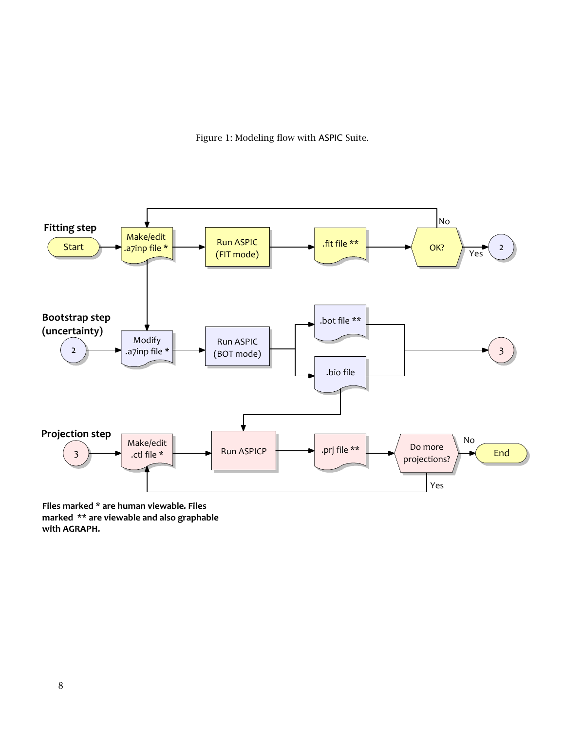Figure 1: Modeling flow with ASPIC Suite.

**Fitting step**

Start → Make/edit .a7inp file * → Run ASPIC (FIT mode) → .fit file ** → OK? (No → Make/edit .a7inp file *; Yes → 2)

**Bootstrap step (uncertainty)**

2 → Modify .a7inp file * → Run ASPIC (BOT mode) → .bot file ** / .bio file → 3

**Projection step**

3 → Make/edit .ctl file * → Run ASPICP → .prj file ** → Do more projections? (Yes → Make/edit .ctl file *; No → End)

**Files marked * are human viewable. Files marked ** are viewable and also graphable with AGRAPH.**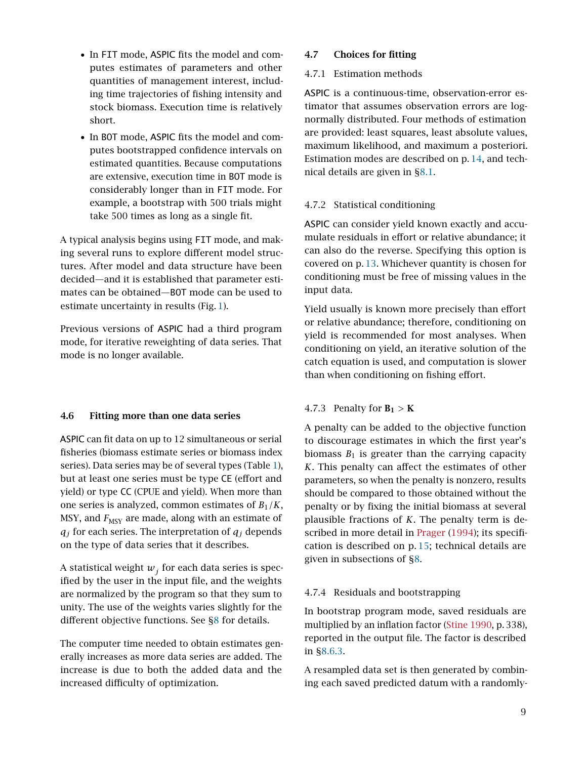- In FIT mode, ASPIC fits the model and computes estimates of parameters and other quantities of management interest, including time trajectories of fishing intensity and stock biomass. Execution time is relatively short.
- In BOT mode, ASPIC fits the model and computes bootstrapped confidence intervals on estimated quantities. Because computations are extensive, execution time in BOT mode is considerably longer than in FIT mode. For example, a bootstrap with 500 trials might take 500 times as long as a single fit.

A typical analysis begins using FIT mode, and making several runs to explore different model structures. After model and data structure have been decided—and it is established that parameter estimates can be obtained—BOT mode can be used to estimate uncertainty in results (Fig. 1).

Previous versions of ASPIC had a third program mode, for iterative reweighting of data series. That mode is no longer available.

### 4.6 Fitting more than one data series

ASPIC can fit data on up to 12 simultaneous or serial fisheries (biomass estimate series or biomass index series). Data series may be of several types (Table 1), but at least one series must be type CE (effort and yield) or type CC (CPUE and yield). When more than one series is analyzed, common estimates of $B_1/K$, MSY, and $F_{\text{MSY}}$ are made, along with an estimate of $q_j$ for each series. The interpretation of $q_j$ depends on the type of data series that it describes.

A statistical weight $w_j$ for each data series is specified by the user in the input file, and the weights are normalized by the program so that they sum to unity. The use of the weights varies slightly for the different objective functions. See §8 for details.

The computer time needed to obtain estimates generally increases as more data series are added. The increase is due to both the added data and the increased difficulty of optimization.

### 4.7 Choices for fitting

#### 4.7.1 Estimation methods

ASPIC is a continuous-time, observation-error estimator that assumes observation errors are lognormally distributed. Four methods of estimation are provided: least squares, least absolute values, maximum likelihood, and maximum a posteriori. Estimation modes are described on p. 14, and technical details are given in §8.1.

#### 4.7.2 Statistical conditioning

ASPIC can consider yield known exactly and accumulate residuals in effort or relative abundance; it can also do the reverse. Specifying this option is covered on p. 13. Whichever quantity is chosen for conditioning must be free of missing values in the input data.

Yield usually is known more precisely than effort or relative abundance; therefore, conditioning on yield is recommended for most analyses. When conditioning on yield, an iterative solution of the catch equation is used, and computation is slower than when conditioning on fishing effort.

#### 4.7.3 Penalty for $\mathbf{B_1} > \mathbf{K}$

A penalty can be added to the objective function to discourage estimates in which the first year's biomass $B_1$ is greater than the carrying capacity $K$. This penalty can affect the estimates of other parameters, so when the penalty is nonzero, results should be compared to those obtained without the penalty or by fixing the initial biomass at several plausible fractions of $K$. The penalty term is described in more detail in Prager (1994); its specification is described on p. 15; technical details are given in subsections of §8.

#### 4.7.4 Residuals and bootstrapping

In bootstrap program mode, saved residuals are multiplied by an inflation factor (Stine 1990, p. 338), reported in the output file. The factor is described in §8.6.3.

A resampled data set is then generated by combining each saved predicted datum with a randomly-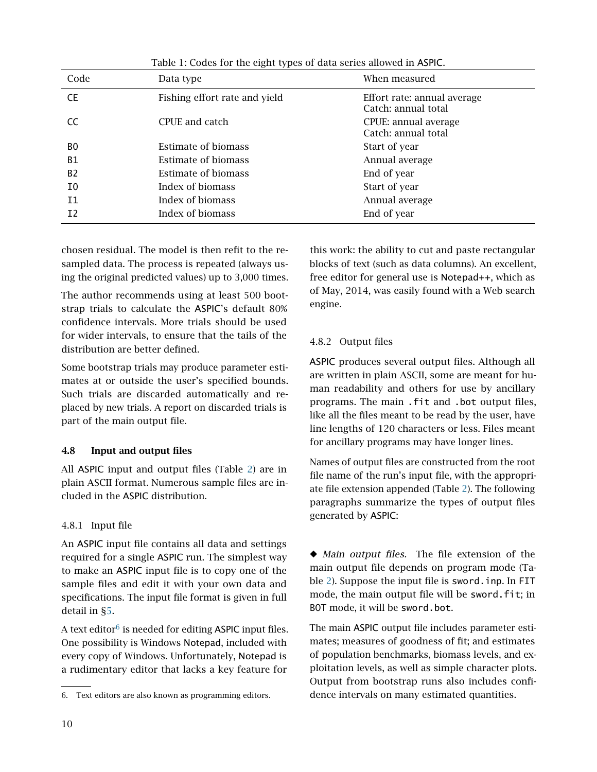Table 1: Codes for the eight types of data series allowed in ASPIC.

| Code | Data type | When measured |
|---|---|---|
| CE | Fishing effort rate and yield | Effort rate: annual average<br>Catch: annual total |
| CC | CPUE and catch | CPUE: annual average<br>Catch: annual total |
| B0 | Estimate of biomass | Start of year |
| B1 | Estimate of biomass | Annual average |
| B2 | Estimate of biomass | End of year |
| I0 | Index of biomass | Start of year |
| I1 | Index of biomass | Annual average |
| I2 | Index of biomass | End of year |

chosen residual. The model is then refit to the resampled data. The process is repeated (always using the original predicted values) up to 3,000 times.

The author recommends using at least 500 bootstrap trials to calculate the ASPIC's default 80% confidence intervals. More trials should be used for wider intervals, to ensure that the tails of the distribution are better defined.

Some bootstrap trials may produce parameter estimates at or outside the user's specified bounds. Such trials are discarded automatically and replaced by new trials. A report on discarded trials is part of the main output file.

### 4.8 Input and output files

All ASPIC input and output files (Table 2) are in plain ASCII format. Numerous sample files are included in the ASPIC distribution.

#### 4.8.1 Input file

An ASPIC input file contains all data and settings required for a single ASPIC run. The simplest way to make an ASPIC input file is to copy one of the sample files and edit it with your own data and specifications. The input file format is given in full detail in §5.

A text editor[6] is needed for editing ASPIC input files. One possibility is Windows Notepad, included with every copy of Windows. Unfortunately, Notepad is a rudimentary editor that lacks a key feature for this work: the ability to cut and paste rectangular blocks of text (such as data columns). An excellent, free editor for general use is Notepad++, which as of May, 2014, was easily found with a Web search engine.

#### 4.8.2 Output files

ASPIC produces several output files. Although all are written in plain ASCII, some are meant for human readability and others for use by ancillary programs. The main `.fit` and `.bot` output files, like all the files meant to be read by the user, have line lengths of 120 characters or less. Files meant for ancillary programs may have longer lines.

Names of output files are constructed from the root file name of the run's input file, with the appropriate file extension appended (Table 2). The following paragraphs summarize the types of output files generated by ASPIC:

◆ *Main output files.* The file extension of the main output file depends on program mode (Table 2). Suppose the input file is `sword.inp`. In FIT mode, the main output file will be `sword.fit`; in BOT mode, it will be `sword.bot`.

The main ASPIC output file includes parameter estimates; measures of goodness of fit; and estimates of population benchmarks, biomass levels, and exploitation levels, as well as simple character plots. Output from bootstrap runs also includes confidence intervals on many estimated quantities.

6. Text editors are also known as programming editors.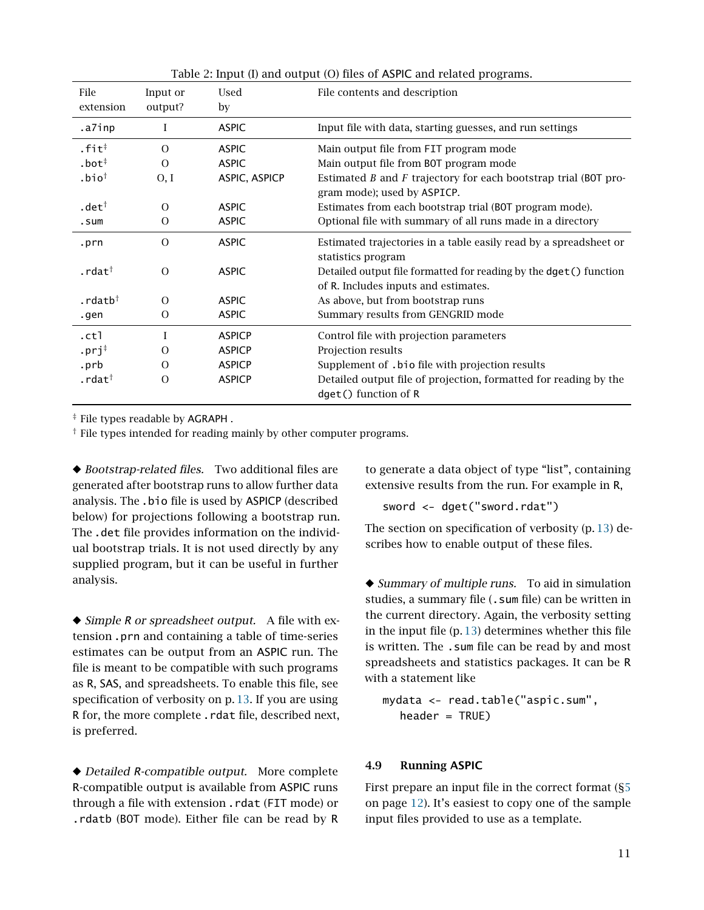Table 2: Input (I) and output (O) files of ASPIC and related programs.

| File extension | Input or output? | Used by | File contents and description |
|---|---|---|---|
| .a7inp | I | ASPIC | Input file with data, starting guesses, and run settings |
| .fit‡ | O | ASPIC | Main output file from FIT program mode |
| .bot‡ | O | ASPIC | Main output file from BOT program mode |
| .bio† | O, I | ASPIC, ASPICP | Estimated $B$ and $F$ trajectory for each bootstrap trial (BOT program mode); used by ASPICP. |
| .det† | O | ASPIC | Estimates from each bootstrap trial (BOT program mode). |
| .sum | O | ASPIC | Optional file with summary of all runs made in a directory |
| .prn | O | ASPIC | Estimated trajectories in a table easily read by a spreadsheet or statistics program |
| .rdat† | O | ASPIC | Detailed output file formatted for reading by the dget() function of R. Includes inputs and estimates. |
| .rdatb† | O | ASPIC | As above, but from bootstrap runs |
| .gen | O | ASPIC | Summary results from GENGRID mode |
| .ctl | I | ASPICP | Control file with projection parameters |
| .prj‡ | O | ASPICP | Projection results |
| .prb | O | ASPICP | Supplement of .bio file with projection results |
| .rdat† | O | ASPICP | Detailed output file of projection, formatted for reading by the dget() function of R |

‡ File types readable by AGRAPH .
† File types intended for reading mainly by other computer programs.

◆ *Bootstrap-related files.* Two additional files are generated after bootstrap runs to allow further data analysis. The .bio file is used by ASPICP (described below) for projections following a bootstrap run. The .det file provides information on the individual bootstrap trials. It is not used directly by any supplied program, but it can be useful in further analysis.

◆ *Simple R or spreadsheet output.* A file with extension .prn and containing a table of time-series estimates can be output from an ASPIC run. The file is meant to be compatible with such programs as R, SAS, and spreadsheets. To enable this file, see specification of verbosity on p. 13. If you are using R for, the more complete .rdat file, described next, is preferred.

◆ *Detailed R-compatible output.* More complete R-compatible output is available from ASPIC runs through a file with extension .rdat (FIT mode) or .rdatb (BOT mode). Either file can be read by R to generate a data object of type "list", containing extensive results from the run. For example in R,

```
sword <- dget("sword.rdat")
```

The section on specification of verbosity (p. 13) describes how to enable output of these files.

◆ *Summary of multiple runs.* To aid in simulation studies, a summary file (.sum file) can be written in the current directory. Again, the verbosity setting in the input file (p. 13) determines whether this file is written. The .sum file can be read by and most spreadsheets and statistics packages. It can be R with a statement like

```
mydata <- read.table("aspic.sum",
   header = TRUE)
```

### 4.9 Running ASPIC

First prepare an input file in the correct format (§5 on page 12). It's easiest to copy one of the sample input files provided to use as a template.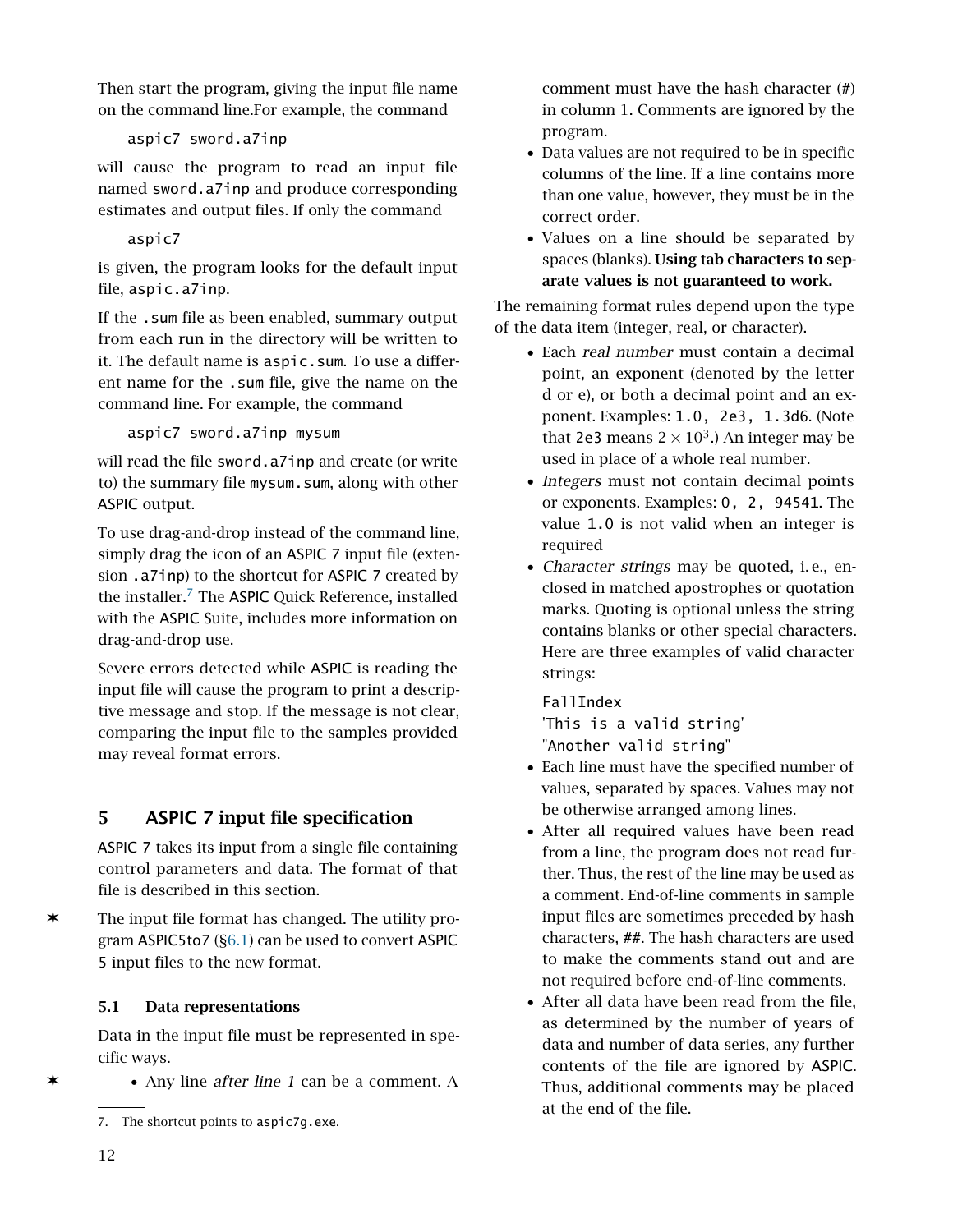Then start the program, giving the input file name on the command line.For example, the command

```
aspic7 sword.a7inp
```

will cause the program to read an input file named `sword.a7inp` and produce corresponding estimates and output files. If only the command

```
aspic7
```

is given, the program looks for the default input file, `aspic.a7inp`.

If the `.sum` file as been enabled, summary output from each run in the directory will be written to it. The default name is `aspic.sum`. To use a different name for the `.sum` file, give the name on the command line. For example, the command

```
aspic7 sword.a7inp mysum
```

will read the file `sword.a7inp` and create (or write to) the summary file `mysum.sum`, along with other ASPIC output.

To use drag-and-drop instead of the command line, simply drag the icon of an ASPIC 7 input file (extension `.a7inp`) to the shortcut for ASPIC 7 created by the installer.[7] The ASPIC Quick Reference, installed with the ASPIC Suite, includes more information on drag-and-drop use.

Severe errors detected while ASPIC is reading the input file will cause the program to print a descriptive message and stop. If the message is not clear, comparing the input file to the samples provided may reveal format errors.

## 5 ASPIC 7 input file specification

ASPIC 7 takes its input from a single file containing control parameters and data. The format of that file is described in this section.

✶ The input file format has changed. The utility program ASPIC5to7 (§6.1) can be used to convert ASPIC 5 input files to the new format.

### 5.1 Data representations

Data in the input file must be represented in specific ways.

✶
- Any line *after line 1* can be a comment. A comment must have the hash character (#) in column 1. Comments are ignored by the program.
- Data values are not required to be in specific columns of the line. If a line contains more than one value, however, they must be in the correct order.
- Values on a line should be separated by spaces (blanks). **Using tab characters to separate values is not guaranteed to work.**

The remaining format rules depend upon the type of the data item (integer, real, or character).

- Each *real number* must contain a decimal point, an exponent (denoted by the letter d or e), or both a decimal point and an exponent. Examples: `1.0, 2e3, 1.3d6`. (Note that `2e3` means $2 \times 10^3$.) An integer may be used in place of a whole real number.
- *Integers* must not contain decimal points or exponents. Examples: `0, 2, 94541`. The value `1.0` is not valid when an integer is required
- *Character strings* may be quoted, i. e., enclosed in matched apostrophes or quotation marks. Quoting is optional unless the string contains blanks or other special characters. Here are three examples of valid character strings:

  ```
  FallIndex
  'This is a valid string'
  "Another valid string"
  ```
- Each line must have the specified number of values, separated by spaces. Values may not be otherwise arranged among lines.
- After all required values have been read from a line, the program does not read further. Thus, the rest of the line may be used as a comment. End-of-line comments in sample input files are sometimes preceded by hash characters, ##. The hash characters are used to make the comments stand out and are not required before end-of-line comments.
- After all data have been read from the file, as determined by the number of years of data and number of data series, any further contents of the file are ignored by ASPIC. Thus, additional comments may be placed at the end of the file.

---

7. The shortcut points to `aspic7g.exe`.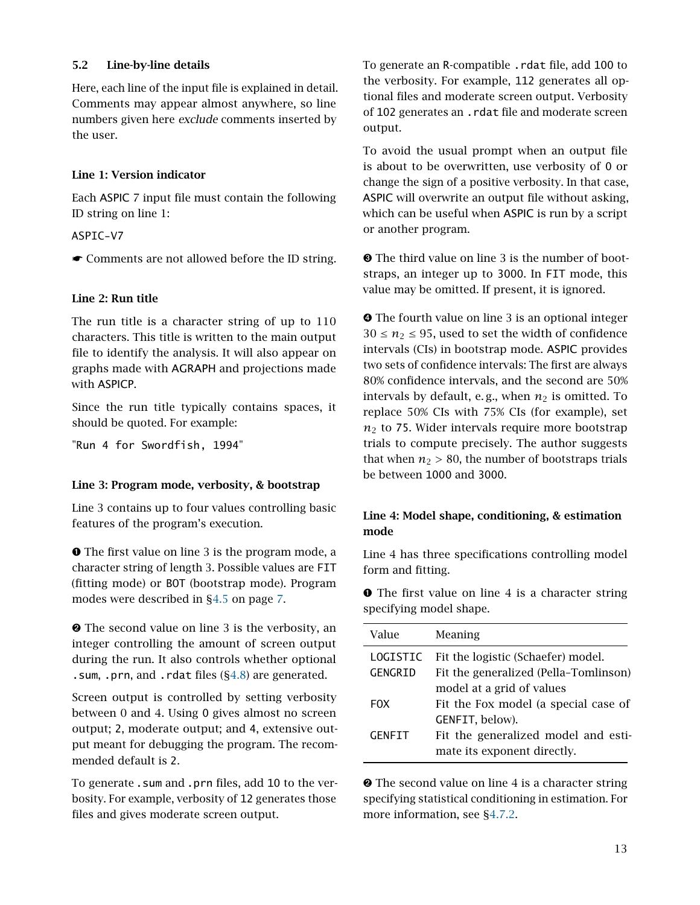### 5.2 Line-by-line details

Here, each line of the input file is explained in detail. Comments may appear almost anywhere, so line numbers given here *exclude* comments inserted by the user.

#### Line 1: Version indicator

Each ASPIC 7 input file must contain the following ID string on line 1:

```
ASPIC-V7
```

☛ Comments are not allowed before the ID string.

#### Line 2: Run title

The run title is a character string of up to 110 characters. This title is written to the main output file to identify the analysis. It will also appear on graphs made with AGRAPH and projections made with ASPICP.

Since the run title typically contains spaces, it should be quoted. For example:

```
"Run 4 for Swordfish, 1994"
```

#### Line 3: Program mode, verbosity, & bootstrap

Line 3 contains up to four values controlling basic features of the program's execution.

❶ The first value on line 3 is the program mode, a character string of length 3. Possible values are `FIT` (fitting mode) or `BOT` (bootstrap mode). Program modes were described in §4.5 on page 7.

❷ The second value on line 3 is the verbosity, an integer controlling the amount of screen output during the run. It also controls whether optional `.sum`, `.prn`, and `.rdat` files (§4.8) are generated.

Screen output is controlled by setting verbosity between 0 and 4. Using `0` gives almost no screen output; `2`, moderate output; and `4`, extensive output meant for debugging the program. The recommended default is `2`.

To generate `.sum` and `.prn` files, add `10` to the verbosity. For example, verbosity of `12` generates those files and gives moderate screen output.

To generate an R-compatible `.rdat` file, add `100` to the verbosity. For example, `112` generates all optional files and moderate screen output. Verbosity of `102` generates an `.rdat` file and moderate screen output.

To avoid the usual prompt when an output file is about to be overwritten, use verbosity of `0` or change the sign of a positive verbosity. In that case, ASPIC will overwrite an output file without asking, which can be useful when ASPIC is run by a script or another program.

❸ The third value on line 3 is the number of bootstraps, an integer up to `3000`. In `FIT` mode, this value may be omitted. If present, it is ignored.

❹ The fourth value on line 3 is an optional integer $30 \le n_2 \le 95$, used to set the width of confidence intervals (CIs) in bootstrap mode. ASPIC provides two sets of confidence intervals: The first are always 80% confidence intervals, and the second are 50% intervals by default, e.g., when $n_2$ is omitted. To replace 50% CIs with 75% CIs (for example), set $n_2$ to `75`. Wider intervals require more bootstrap trials to compute precisely. The author suggests that when $n_2 > 80$, the number of bootstraps trials be between `1000` and `3000`.

#### Line 4: Model shape, conditioning, & estimation mode

Line 4 has three specifications controlling model form and fitting.

❶ The first value on line 4 is a character string specifying model shape.

| Value | Meaning |
|---|---|
| `LOGISTIC` | Fit the logistic (Schaefer) model. |
| `GENGRID` | Fit the generalized (Pella–Tomlinson) model at a grid of values |
| `FOX` | Fit the Fox model (a special case of `GENFIT`, below). |
| `GENFIT` | Fit the generalized model and estimate its exponent directly. |

❷ The second value on line 4 is a character string specifying statistical conditioning in estimation. For more information, see §4.7.2.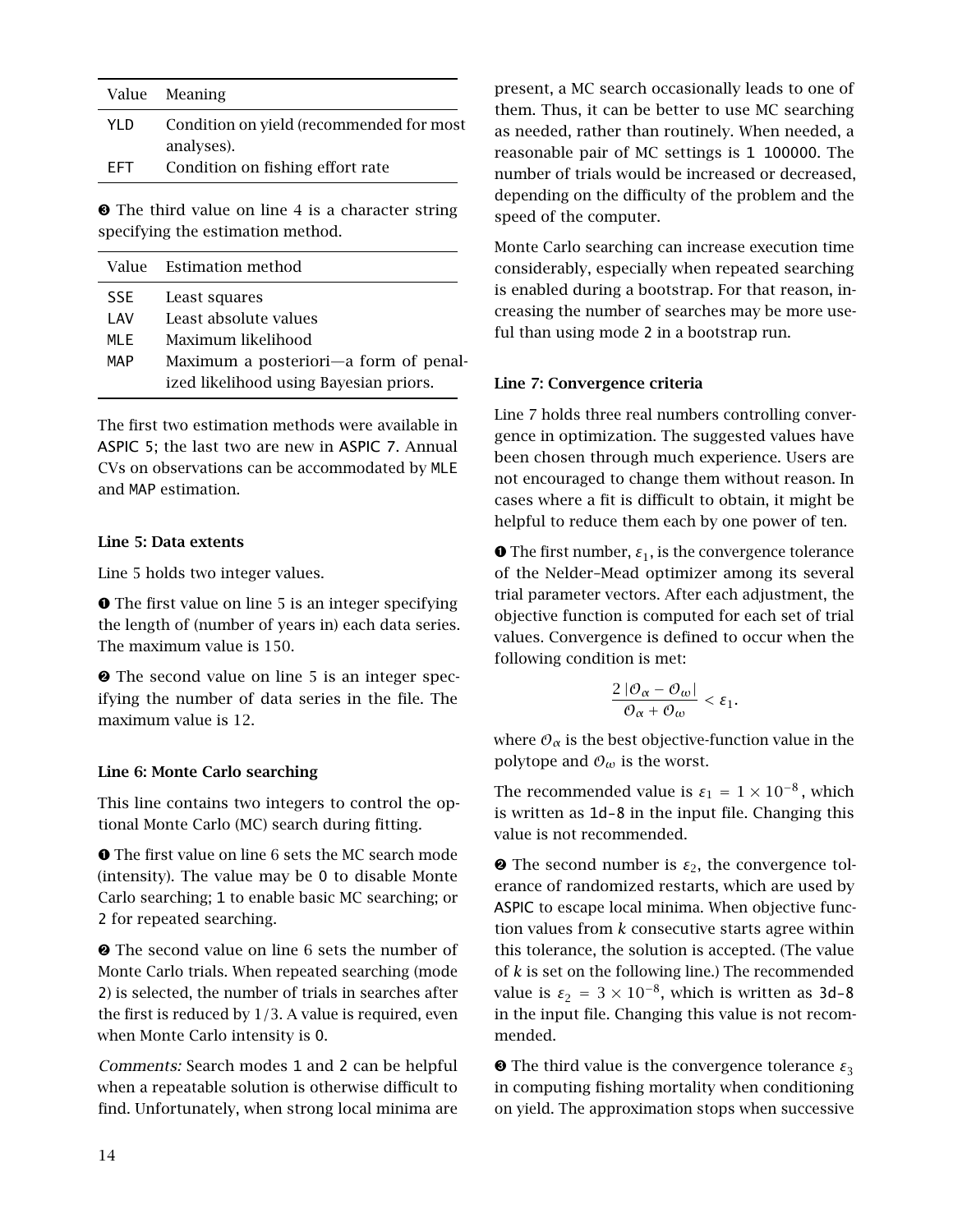| Value | Meaning |
|---|---|
| YLD | Condition on yield (recommended for most analyses). |
| EFT | Condition on fishing effort rate |

❸ The third value on line 4 is a character string specifying the estimation method.

| Value | Estimation method |
|---|---|
| SSE | Least squares |
| LAV | Least absolute values |
| MLE | Maximum likelihood |
| MAP | Maximum a posteriori—a form of penalized likelihood using Bayesian priors. |

The first two estimation methods were available in ASPIC 5; the last two are new in ASPIC 7. Annual CVs on observations can be accommodated by MLE and MAP estimation.

### Line 5: Data extents

Line 5 holds two integer values.

❶ The first value on line 5 is an integer specifying the length of (number of years in) each data series. The maximum value is 150.

❷ The second value on line 5 is an integer specifying the number of data series in the file. The maximum value is 12.

### Line 6: Monte Carlo searching

This line contains two integers to control the optional Monte Carlo (MC) search during fitting.

❶ The first value on line 6 sets the MC search mode (intensity). The value may be 0 to disable Monte Carlo searching; 1 to enable basic MC searching; or 2 for repeated searching.

❷ The second value on line 6 sets the number of Monte Carlo trials. When repeated searching (mode 2) is selected, the number of trials in searches after the first is reduced by 1/3. A value is required, even when Monte Carlo intensity is 0.

*Comments:* Search modes 1 and 2 can be helpful when a repeatable solution is otherwise difficult to find. Unfortunately, when strong local minima are present, a MC search occasionally leads to one of them. Thus, it can be better to use MC searching as needed, rather than routinely. When needed, a reasonable pair of MC settings is 1 100000. The number of trials would be increased or decreased, depending on the difficulty of the problem and the speed of the computer.

Monte Carlo searching can increase execution time considerably, especially when repeated searching is enabled during a bootstrap. For that reason, increasing the number of searches may be more useful than using mode 2 in a bootstrap run.

### Line 7: Convergence criteria

Line 7 holds three real numbers controlling convergence in optimization. The suggested values have been chosen through much experience. Users are not encouraged to change them without reason. In cases where a fit is difficult to obtain, it might be helpful to reduce them each by one power of ten.

❶ The first number, $\varepsilon_1$, is the convergence tolerance of the Nelder–Mead optimizer among its several trial parameter vectors. After each adjustment, the objective function is computed for each set of trial values. Convergence is defined to occur when the following condition is met:

$$\frac{2\,|\mathcal{O}_\alpha - \mathcal{O}_\omega|}{\mathcal{O}_\alpha + \mathcal{O}_\omega} < \varepsilon_1.$$

where $\mathcal{O}_\alpha$ is the best objective-function value in the polytope and $\mathcal{O}_\omega$ is the worst.

The recommended value is $\varepsilon_1 = 1 \times 10^{-8}$, which is written as 1d-8 in the input file. Changing this value is not recommended.

❷ The second number is $\varepsilon_2$, the convergence tolerance of randomized restarts, which are used by ASPIC to escape local minima. When objective function values from $k$ consecutive starts agree within this tolerance, the solution is accepted. (The value of $k$ is set on the following line.) The recommended value is $\varepsilon_2 = 3 \times 10^{-8}$, which is written as 3d-8 in the input file. Changing this value is not recommended.

❸ The third value is the convergence tolerance $\varepsilon_3$ in computing fishing mortality when conditioning on yield. The approximation stops when successive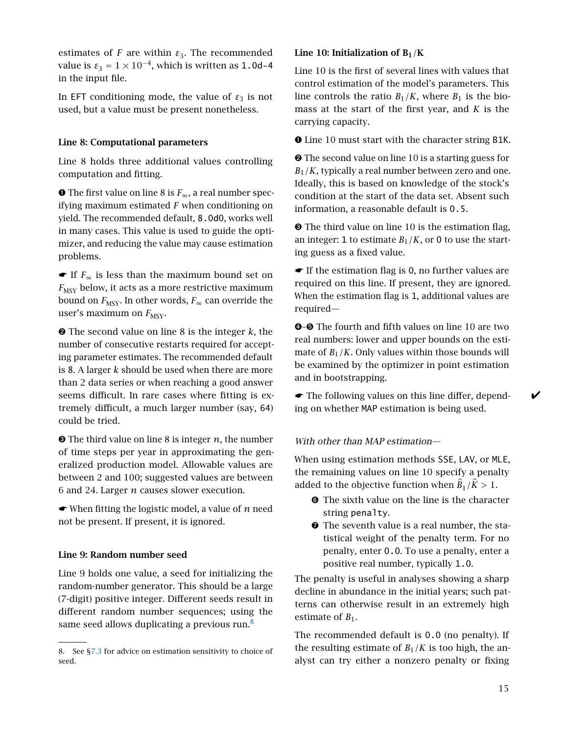estimates of $F$ are within $\varepsilon_3$. The recommended value is $\varepsilon_3 = 1 \times 10^{-4}$, which is written as `1.0d-4` in the input file.

In `EFT` conditioning mode, the value of $\varepsilon_3$ is not used, but a value must be present nonetheless.

### Line 8: Computational parameters

Line 8 holds three additional values controlling computation and fitting.

❶ The first value on line 8 is $F_\infty$, a real number specifying maximum estimated $F$ when conditioning on yield. The recommended default, `8.0d0`, works well in many cases. This value is used to guide the optimizer, and reducing the value may cause estimation problems.

☛ If $F_\infty$ is less than the maximum bound set on $F_{\text{MSY}}$ below, it acts as a more restrictive maximum bound on $F_{\text{MSY}}$. In other words, $F_\infty$ can override the user's maximum on $F_{\text{MSY}}$.

❷ The second value on line 8 is the integer $k$, the number of consecutive restarts required for accepting parameter estimates. The recommended default is `8`. A larger $k$ should be used when there are more than 2 data series or when reaching a good answer seems difficult. In rare cases where fitting is extremely difficult, a much larger number (say, `64`) could be tried.

❸ The third value on line 8 is integer $n$, the number of time steps per year in approximating the generalized production model. Allowable values are between 2 and 100; suggested values are between 6 and 24. Larger $n$ causes slower execution.

☛ When fitting the logistic model, a value of $n$ need not be present. If present, it is ignored.

### Line 9: Random number seed

Line 9 holds one value, a seed for initializing the random-number generator. This should be a large (7-digit) positive integer. Different seeds result in different random number sequences; using the same seed allows duplicating a previous run.[8]

### Line 10: Initialization of $B_1/K$

Line 10 is the first of several lines with values that control estimation of the model's parameters. This line controls the ratio $B_1/K$, where $B_1$ is the biomass at the start of the first year, and $K$ is the carrying capacity.

❶ Line 10 must start with the character string `B1K`.

❷ The second value on line 10 is a starting guess for $B_1/K$, typically a real number between zero and one. Ideally, this is based on knowledge of the stock's condition at the start of the data set. Absent such information, a reasonable default is `0.5`.

❸ The third value on line 10 is the estimation flag, an integer: `1` to estimate $B_1/K$, or `0` to use the starting guess as a fixed value.

☛ If the estimation flag is `0`, no further values are required on this line. If present, they are ignored. When the estimation flag is `1`, additional values are required—

❹–❺ The fourth and fifth values on line 10 are two real numbers: lower and upper bounds on the estimate of $B_1/K$. Only values within those bounds will be examined by the optimizer in point estimation and in bootstrapping.

☛ The following values on this line differ, depending on whether `MAP` estimation is being used. ✔

*With other than MAP estimation—*

When using estimation methods `SSE`, `LAV`, or `MLE`, the remaining values on line 10 specify a penalty added to the objective function when $\hat{B}_1/\hat{K} > 1$.

- ❻ The sixth value on the line is the character string `penalty`.
- ❼ The seventh value is a real number, the statistical weight of the penalty term. For no penalty, enter `0.0`. To use a penalty, enter a positive real number, typically `1.0`.

The penalty is useful in analyses showing a sharp decline in abundance in the initial years; such patterns can otherwise result in an extremely high estimate of $B_1$.

The recommended default is `0.0` (no penalty). If the resulting estimate of $B_1/K$ is too high, the analyst can try either a nonzero penalty or fixing

---

8. See §7.3 for advice on estimation sensitivity to choice of seed.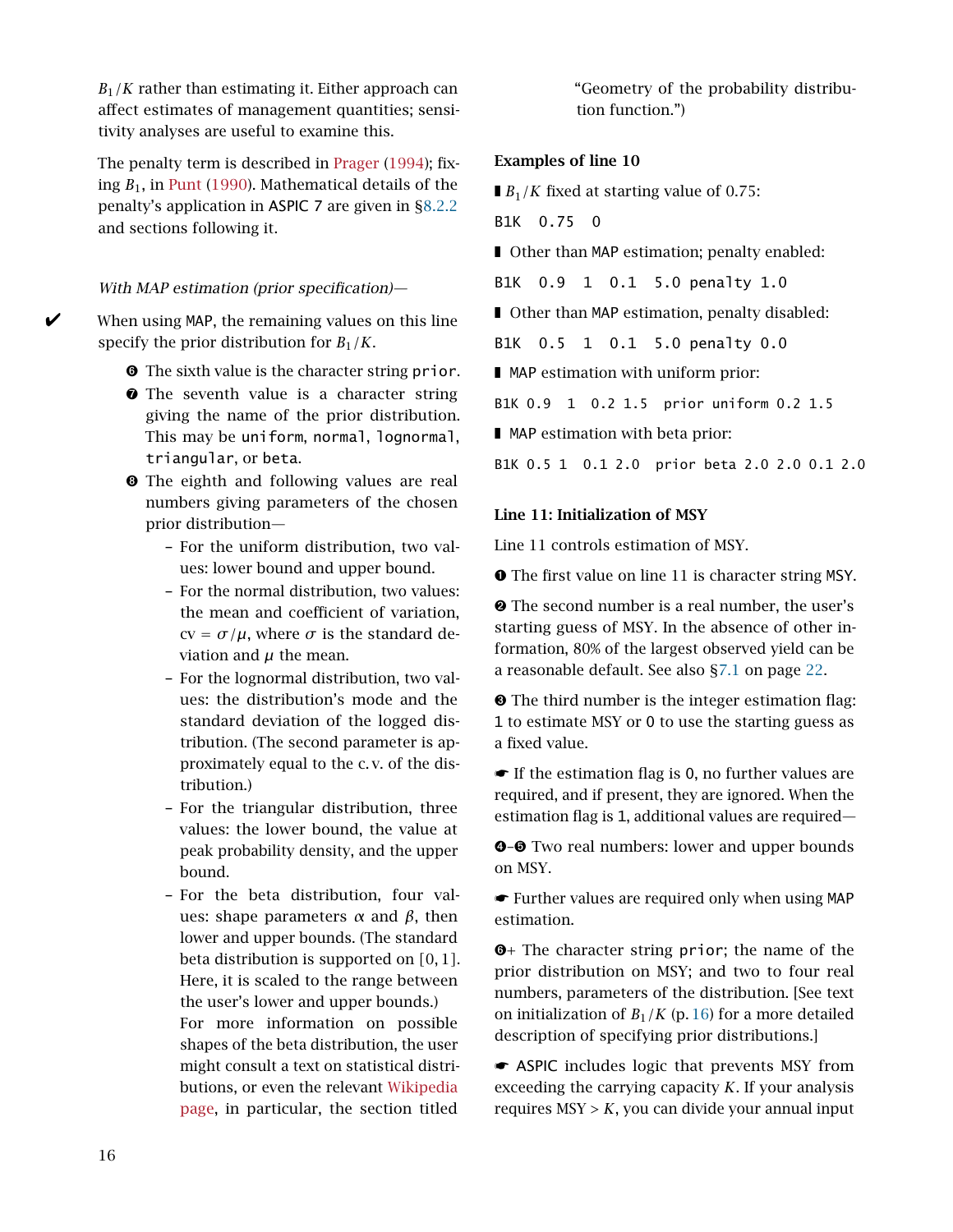$B_1/K$ rather than estimating it. Either approach can affect estimates of management quantities; sensitivity analyses are useful to examine this.

The penalty term is described in Prager (1994); fixing $B_1$, in Punt (1990). Mathematical details of the penalty's application in ASPIC 7 are given in §8.2.2 and sections following it.

*With MAP estimation (prior specification)—*

✔ When using MAP, the remaining values on this line specify the prior distribution for $B_1/K$.

- ❻ The sixth value is the character string `prior`.
- ❼ The seventh value is a character string giving the name of the prior distribution. This may be `uniform`, `normal`, `lognormal`, `triangular`, or `beta`.
- ❽ The eighth and following values are real numbers giving parameters of the chosen prior distribution—
  - For the uniform distribution, two values: lower bound and upper bound.
  - For the normal distribution, two values: the mean and coefficient of variation, cv = $\sigma/\mu$, where $\sigma$ is the standard deviation and $\mu$ the mean.
  - For the lognormal distribution, two values: the distribution's mode and the standard deviation of the logged distribution. (The second parameter is approximately equal to the c.v. of the distribution.)
  - For the triangular distribution, three values: the lower bound, the value at peak probability density, and the upper bound.
  - For the beta distribution, four values: shape parameters $\alpha$ and $\beta$, then lower and upper bounds. (The standard beta distribution is supported on $[0, 1]$. Here, it is scaled to the range between the user's lower and upper bounds.)

    For more information on possible shapes of the beta distribution, the user might consult a text on statistical distributions, or even the relevant Wikipedia page, in particular, the section titled "Geometry of the probability distribution function.")

**Examples of line 10**

▮ $B_1/K$ fixed at starting value of 0.75:

```
B1K  0.75  0
```

▮ Other than MAP estimation; penalty enabled:

```
B1K  0.9  1  0.1  5.0 penalty 1.0
```

▮ Other than MAP estimation, penalty disabled:

```
B1K  0.5  1  0.1  5.0 penalty 0.0
```

▮ MAP estimation with uniform prior:

```
B1K 0.9  1  0.2 1.5  prior uniform 0.2 1.5
```

▮ MAP estimation with beta prior:

```
B1K 0.5 1  0.1 2.0  prior beta 2.0 2.0 0.1 2.0
```

**Line 11: Initialization of MSY**

Line 11 controls estimation of MSY.

❶ The first value on line 11 is character string `MSY`.

❷ The second number is a real number, the user's starting guess of MSY. In the absence of other information, 80% of the largest observed yield can be a reasonable default. See also §7.1 on page 22.

❸ The third number is the integer estimation flag: 1 to estimate MSY or 0 to use the starting guess as a fixed value.

☛ If the estimation flag is 0, no further values are required, and if present, they are ignored. When the estimation flag is 1, additional values are required—

❹–❺ Two real numbers: lower and upper bounds on MSY.

☛ Further values are required only when using MAP estimation.

❻+ The character string `prior`; the name of the prior distribution on MSY; and two to four real numbers, parameters of the distribution. [See text on initialization of $B_1/K$ (p. 16) for a more detailed description of specifying prior distributions.]

☛ ASPIC includes logic that prevents MSY from exceeding the carrying capacity $K$. If your analysis requires MSY > $K$, you can divide your annual input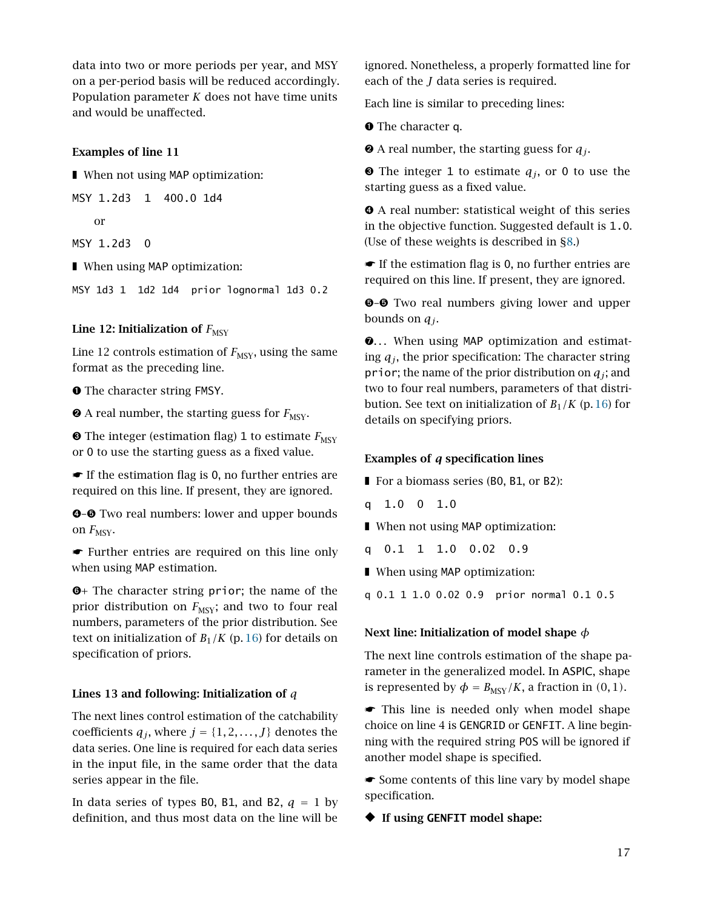data into two or more periods per year, and MSY on a per-period basis will be reduced accordingly. Population parameter $K$ does not have time units and would be unaffected.

#### Examples of line 11

▮ When not using MAP optimization:

```
MSY 1.2d3  1  400.0 1d4
```

or

```
MSY 1.2d3  0
```

▮ When using MAP optimization:

```
MSY 1d3 1  1d2 1d4  prior lognormal 1d3 0.2
```

#### Line 12: Initialization of $F_{\text{MSY}}$

Line 12 controls estimation of $F_{\text{MSY}}$, using the same format as the preceding line.

❶ The character string FMSY.

❷ A real number, the starting guess for $F_{\text{MSY}}$.

❸ The integer (estimation flag) 1 to estimate $F_{\text{MSY}}$ or 0 to use the starting guess as a fixed value.

☛ If the estimation flag is 0, no further entries are required on this line. If present, they are ignored.

❹–❺ Two real numbers: lower and upper bounds on $F_{\text{MSY}}$.

☛ Further entries are required on this line only when using MAP estimation.

❻+ The character string prior; the name of the prior distribution on $F_{\text{MSY}}$; and two to four real numbers, parameters of the prior distribution. See text on initialization of $B_1/K$ (p. 16) for details on specification of priors.

#### Lines 13 and following: Initialization of $q$

The next lines control estimation of the catchability coefficients $q_j$, where $j = \{1, 2, \ldots, J\}$ denotes the data series. One line is required for each data series in the input file, in the same order that the data series appear in the file.

In data series of types B0, B1, and B2, $q = 1$ by definition, and thus most data on the line will be ignored. Nonetheless, a properly formatted line for each of the $J$ data series is required.

Each line is similar to preceding lines:

❶ The character q.

❷ A real number, the starting guess for $q_j$.

❸ The integer 1 to estimate $q_j$, or 0 to use the starting guess as a fixed value.

❹ A real number: statistical weight of this series in the objective function. Suggested default is 1.0. (Use of these weights is described in §8.)

☛ If the estimation flag is 0, no further entries are required on this line. If present, they are ignored.

❺–❻ Two real numbers giving lower and upper bounds on $q_j$.

❼… When using MAP optimization and estimating $q_j$, the prior specification: The character string prior; the name of the prior distribution on $q_j$; and two to four real numbers, parameters of that distribution. See text on initialization of $B_1/K$ (p. 16) for details on specifying priors.

#### Examples of $q$ specification lines

▮ For a biomass series (B0, B1, or B2):

```
q  1.0  0  1.0
```

▮ When not using MAP optimization:

```
q  0.1  1  1.0  0.02  0.9
```

▮ When using MAP optimization:

```
q 0.1 1 1.0 0.02 0.9  prior normal 0.1 0.5
```

#### Next line: Initialization of model shape $\phi$

The next line controls estimation of the shape parameter in the generalized model. In ASPIC, shape is represented by $\phi = B_{\text{MSY}}/K$, a fraction in $(0, 1)$.

☛ This line is needed only when model shape choice on line 4 is GENGRID or GENFIT. A line beginning with the required string POS will be ignored if another model shape is specified.

☛ Some contents of this line vary by model shape specification.

◆ **If using GENFIT model shape:**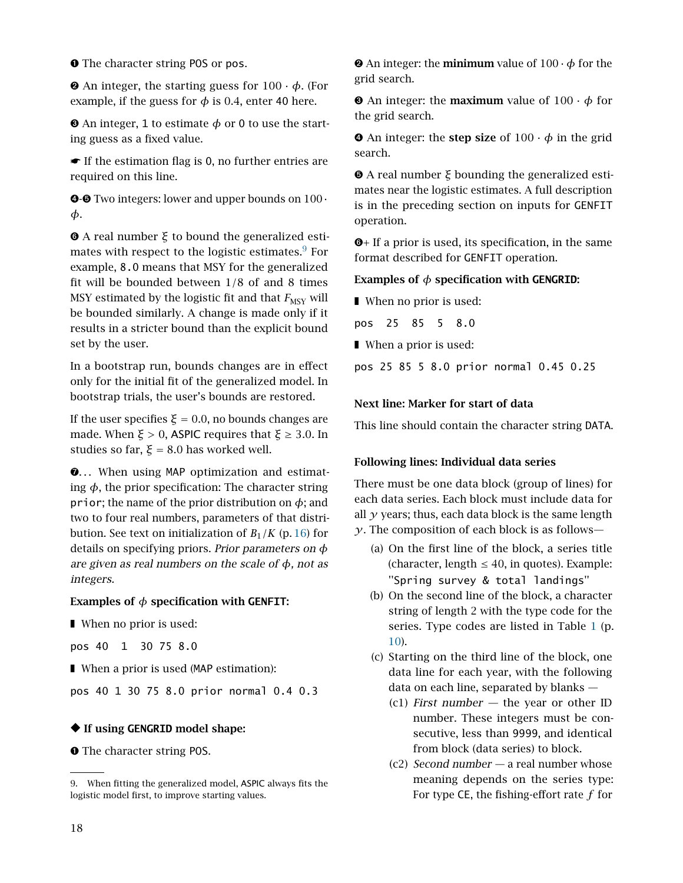❶ The character string POS or pos.

❷ An integer, the starting guess for $100 \cdot \phi$. (For example, if the guess for $\phi$ is 0.4, enter 40 here.

❸ An integer, 1 to estimate $\phi$ or 0 to use the starting guess as a fixed value.

☛ If the estimation flag is 0, no further entries are required on this line.

❹-❺ Two integers: lower and upper bounds on $100 \cdot \phi$.

❻ A real number $\xi$ to bound the generalized estimates with respect to the logistic estimates.[9] For example, 8.0 means that MSY for the generalized fit will be bounded between 1/8 of and 8 times MSY estimated by the logistic fit and that $F_{\text{MSY}}$ will be bounded similarly. A change is made only if it results in a stricter bound than the explicit bound set by the user.

In a bootstrap run, bounds changes are in effect only for the initial fit of the generalized model. In bootstrap trials, the user's bounds are restored.

If the user specifies $\xi = 0.0$, no bounds changes are made. When $\xi > 0$, ASPIC requires that $\xi \geq 3.0$. In studies so far, $\xi = 8.0$ has worked well.

❼... When using MAP optimization and estimating $\phi$, the prior specification: The character string prior; the name of the prior distribution on $\phi$; and two to four real numbers, parameters of that distribution. See text on initialization of $B_1/K$ (p. 16) for details on specifying priors. *Prior parameters on $\phi$ are given as real numbers on the scale of $\phi$, not as integers.*

**Examples of $\phi$ specification with GENFIT:**

▮ When no prior is used:

```
pos 40  1  30 75 8.0
```

▮ When a prior is used (MAP estimation):

```
pos 40 1 30 75 8.0 prior normal 0.4 0.3
```

### ◆ If using GENGRID model shape:

❶ The character string POS.

❷ An integer: the **minimum** value of $100 \cdot \phi$ for the grid search.

❸ An integer: the **maximum** value of $100 \cdot \phi$ for the grid search.

❹ An integer: the **step size** of $100 \cdot \phi$ in the grid search.

❺ A real number $\xi$ bounding the generalized estimates near the logistic estimates. A full description is in the preceding section on inputs for GENFIT operation.

❻+ If a prior is used, its specification, in the same format described for GENFIT operation.

**Examples of $\phi$ specification with GENGRID:**

▮ When no prior is used:

```
pos  25  85  5  8.0
```

▮ When a prior is used:

```
pos 25 85 5 8.0 prior normal 0.45 0.25
```

### Next line: Marker for start of data

This line should contain the character string DATA.

### Following lines: Individual data series

There must be one data block (group of lines) for each data series. Each data block must include data for all $y$ years; thus, each data block is the same length $y$. The composition of each block is as follows—

(a) On the first line of the block, a series title (character, length ≤ 40, in quotes). Example: "Spring survey & total landings"

(b) On the second line of the block, a character string of length 2 with the type code for the series. Type codes are listed in Table 1 (p. 10).

(c) Starting on the third line of the block, one data line for each year, with the following data on each line, separated by blanks —

  (c1) *First number* — the year or other ID number. These integers must be consecutive, less than 9999, and identical from block (data series) to block.

  (c2) *Second number* — a real number whose meaning depends on the series type: For type CE, the fishing-effort rate $f$ for

9. When fitting the generalized model, ASPIC always fits the logistic model first, to improve starting values.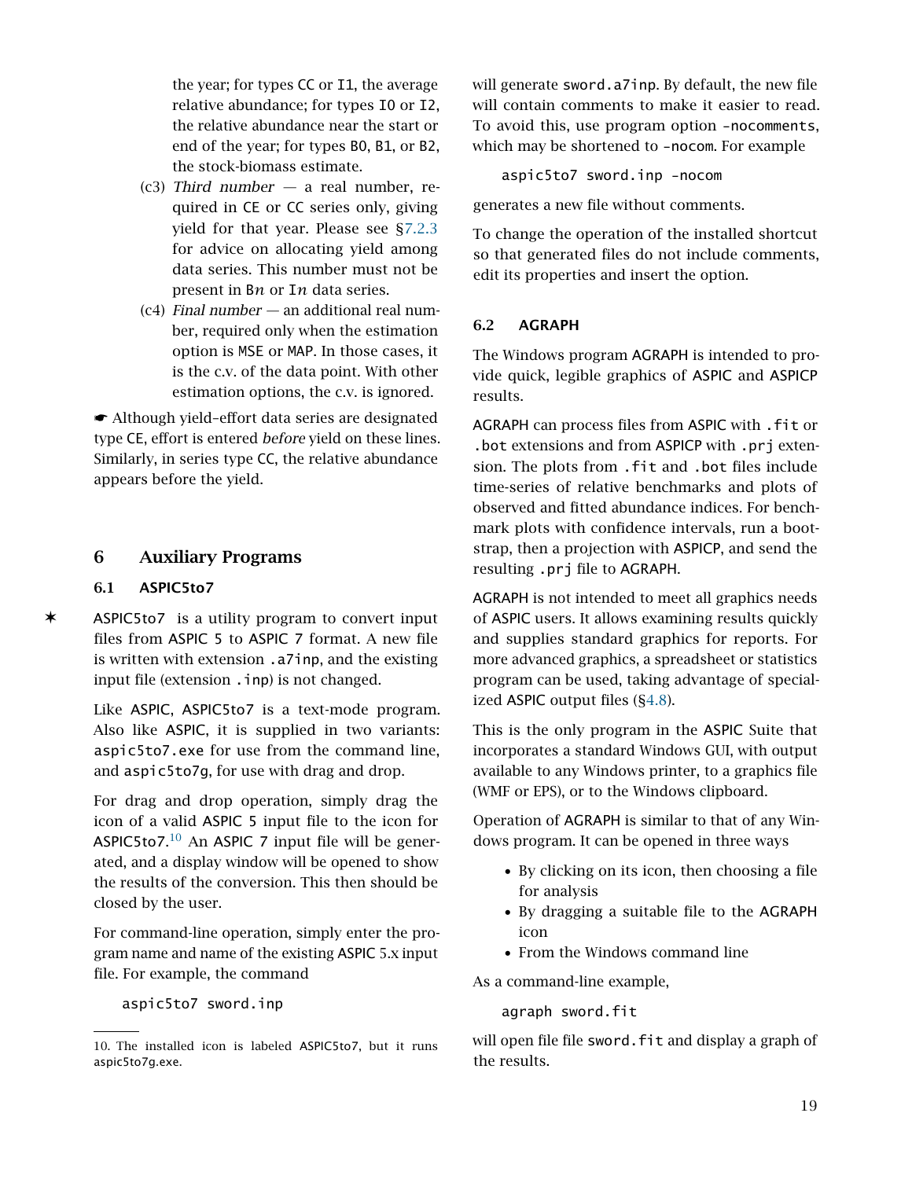the year; for types CC or I1, the average relative abundance; for types I0 or I2, the relative abundance near the start or end of the year; for types B0, B1, or B2, the stock-biomass estimate.

(c3) *Third number* — a real number, required in CE or CC series only, giving yield for that year. Please see §7.2.3 for advice on allocating yield among data series. This number must not be present in B*n* or I*n* data series.

(c4) *Final number* — an additional real number, required only when the estimation option is MSE or MAP. In those cases, it is the c.v. of the data point. With other estimation options, the c.v. is ignored.

☛ Although yield–effort data series are designated type CE, effort is entered *before* yield on these lines. Similarly, in series type CC, the relative abundance appears before the yield.

# 6 Auxiliary Programs

## 6.1 ASPIC5to7

✶ ASPIC5to7 is a utility program to convert input files from ASPIC 5 to ASPIC 7 format. A new file is written with extension `.a7inp`, and the existing input file (extension `.inp`) is not changed.

Like ASPIC, ASPIC5to7 is a text-mode program. Also like ASPIC, it is supplied in two variants: `aspic5to7.exe` for use from the command line, and `aspic5to7g`, for use with drag and drop.

For drag and drop operation, simply drag the icon of a valid ASPIC 5 input file to the icon for ASPIC5to7.[10] An ASPIC 7 input file will be generated, and a display window will be opened to show the results of the conversion. This then should be closed by the user.

For command-line operation, simply enter the program name and name of the existing ASPIC 5.x input file. For example, the command

```
aspic5to7 sword.inp
```

will generate `sword.a7inp`. By default, the new file will contain comments to make it easier to read. To avoid this, use program option `-nocomments`, which may be shortened to `-nocom`. For example

```
aspic5to7 sword.inp -nocom
```

generates a new file without comments.

To change the operation of the installed shortcut so that generated files do not include comments, edit its properties and insert the option.

## 6.2 AGRAPH

The Windows program AGRAPH is intended to provide quick, legible graphics of ASPIC and ASPICP results.

AGRAPH can process files from ASPIC with `.fit` or `.bot` extensions and from ASPICP with `.prj` extension. The plots from `.fit` and `.bot` files include time-series of relative benchmarks and plots of observed and fitted abundance indices. For benchmark plots with confidence intervals, run a bootstrap, then a projection with ASPICP, and send the resulting `.prj` file to AGRAPH.

AGRAPH is not intended to meet all graphics needs of ASPIC users. It allows examining results quickly and supplies standard graphics for reports. For more advanced graphics, a spreadsheet or statistics program can be used, taking advantage of specialized ASPIC output files (§4.8).

This is the only program in the ASPIC Suite that incorporates a standard Windows GUI, with output available to any Windows printer, to a graphics file (WMF or EPS), or to the Windows clipboard.

Operation of AGRAPH is similar to that of any Windows program. It can be opened in three ways

- By clicking on its icon, then choosing a file for analysis
- By dragging a suitable file to the AGRAPH icon
- From the Windows command line

As a command-line example,

```
agraph sword.fit
```

will open file file `sword.fit` and display a graph of the results.

---

10. The installed icon is labeled ASPIC5to7, but it runs aspic5to7g.exe.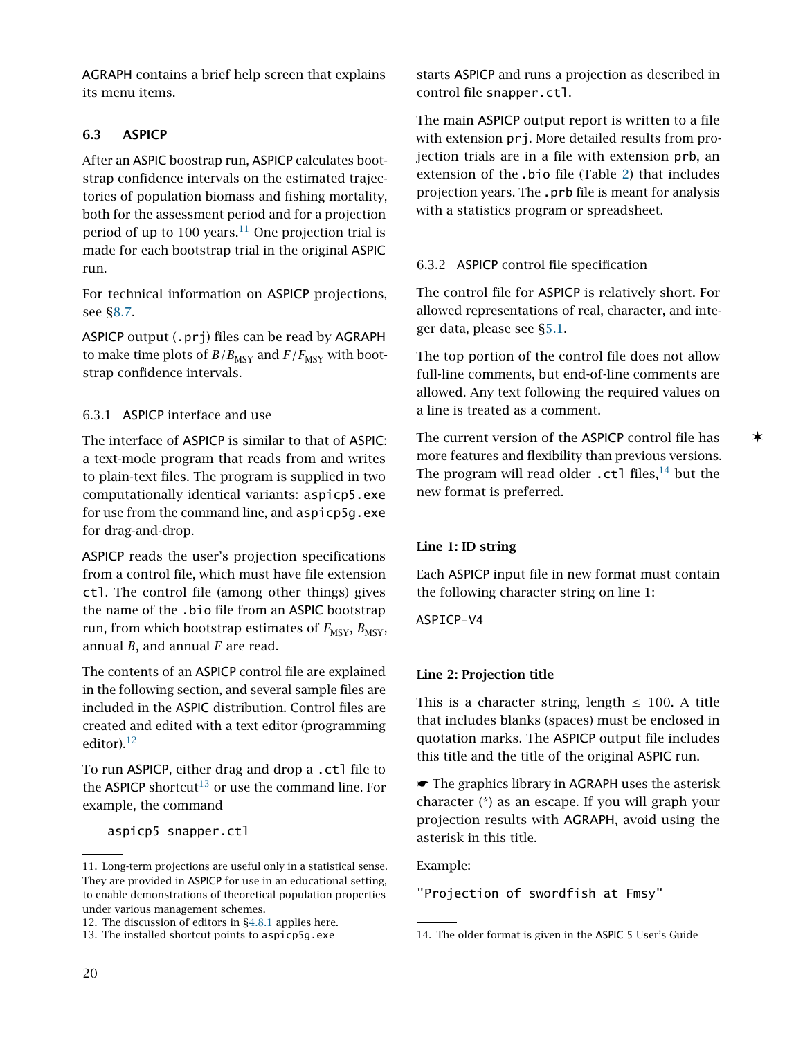AGRAPH contains a brief help screen that explains its menu items.

## 6.3 ASPICP

After an ASPIC boostrap run, ASPICP calculates bootstrap confidence intervals on the estimated trajectories of population biomass and fishing mortality, both for the assessment period and for a projection period of up to 100 years.[11] One projection trial is made for each bootstrap trial in the original ASPIC run.

For technical information on ASPICP projections, see §8.7.

ASPICP output (`.prj`) files can be read by AGRAPH to make time plots of $B/B_{\text{MSY}}$ and $F/F_{\text{MSY}}$ with bootstrap confidence intervals.

### 6.3.1 ASPICP interface and use

The interface of ASPICP is similar to that of ASPIC: a text-mode program that reads from and writes to plain-text files. The program is supplied in two computationally identical variants: `aspicp5.exe` for use from the command line, and `aspicp5g.exe` for drag-and-drop.

ASPICP reads the user's projection specifications from a control file, which must have file extension `ctl`. The control file (among other things) gives the name of the `.bio` file from an ASPIC bootstrap run, from which bootstrap estimates of $F_{\text{MSY}}$, $B_{\text{MSY}}$, annual $B$, and annual $F$ are read.

The contents of an ASPICP control file are explained in the following section, and several sample files are included in the ASPIC distribution. Control files are created and edited with a text editor (programming editor).[12]

To run ASPICP, either drag and drop a `.ctl` file to the ASPICP shortcut[13] or use the command line. For example, the command

```
aspicp5 snapper.ctl
```

starts ASPICP and runs a projection as described in control file `snapper.ctl`.

The main ASPICP output report is written to a file with extension `prj`. More detailed results from projection trials are in a file with extension `prb`, an extension of the `.bio` file (Table 2) that includes projection years. The `.prb` file is meant for analysis with a statistics program or spreadsheet.

### 6.3.2 ASPICP control file specification

The control file for ASPICP is relatively short. For allowed representations of real, character, and integer data, please see §5.1.

The top portion of the control file does not allow full-line comments, but end-of-line comments are allowed. Any text following the required values on a line is treated as a comment.

✶ The current version of the ASPICP control file has more features and flexibility than previous versions. The program will read older `.ctl` files,[14] but the new format is preferred.

**Line 1: ID string**

Each ASPICP input file in new format must contain the following character string on line 1:

```
ASPICP-V4
```

**Line 2: Projection title**

This is a character string, length ≤ 100. A title that includes blanks (spaces) must be enclosed in quotation marks. The ASPICP output file includes this title and the title of the original ASPIC run.

☛ The graphics library in AGRAPH uses the asterisk character (*) as an escape. If you will graph your projection results with AGRAPH, avoid using the asterisk in this title.

Example:

```
"Projection of swordfish at Fmsy"
```

---

11. Long-term projections are useful only in a statistical sense. They are provided in ASPICP for use in an educational setting, to enable demonstrations of theoretical population properties under various management schemes.

12. The discussion of editors in §4.8.1 applies here.

13. The installed shortcut points to `aspicp5g.exe`

14. The older format is given in the ASPIC 5 User's Guide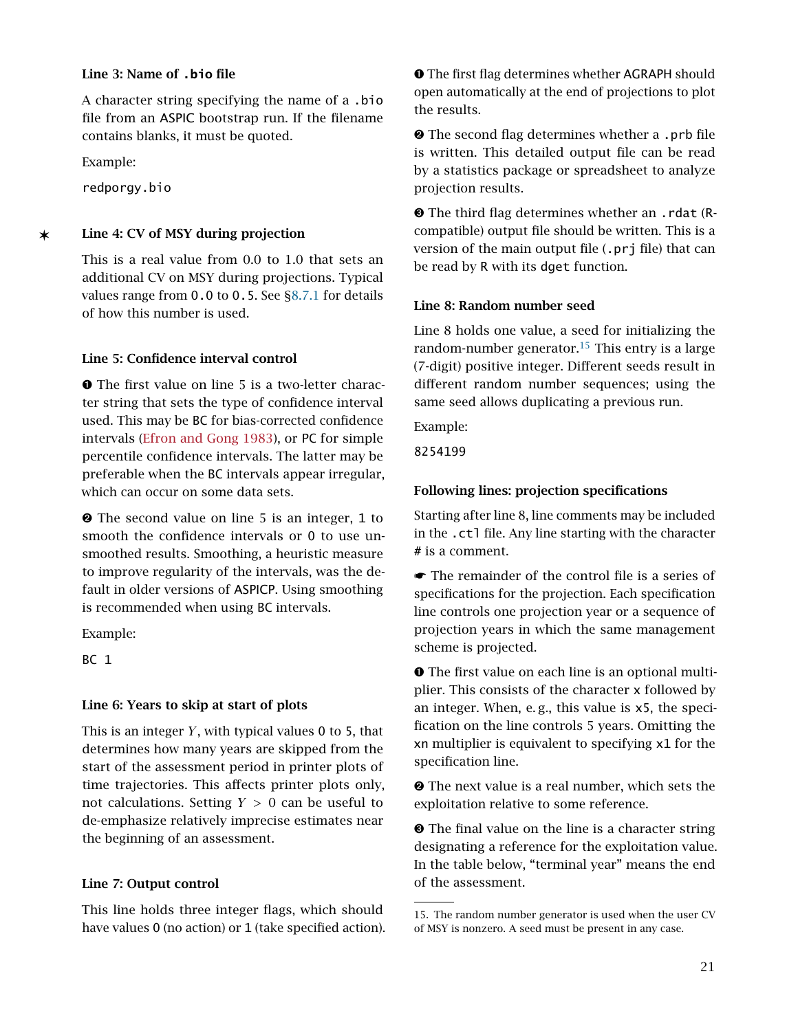### Line 3: Name of `.bio` file

A character string specifying the name of a `.bio` file from an ASPIC bootstrap run. If the filename contains blanks, it must be quoted.

Example:

```
redporgy.bio
```

### ✶ Line 4: CV of MSY during projection

This is a real value from 0.0 to 1.0 that sets an additional CV on MSY during projections. Typical values range from `0.0` to `0.5`. See §8.7.1 for details of how this number is used.

### Line 5: Confidence interval control

❶ The first value on line 5 is a two-letter character string that sets the type of confidence interval used. This may be `BC` for bias-corrected confidence intervals (Efron and Gong 1983), or `PC` for simple percentile confidence intervals. The latter may be preferable when the `BC` intervals appear irregular, which can occur on some data sets.

❷ The second value on line 5 is an integer, `1` to smooth the confidence intervals or `0` to use unsmoothed results. Smoothing, a heuristic measure to improve regularity of the intervals, was the default in older versions of ASPICP. Using smoothing is recommended when using `BC` intervals.

Example:

```
BC 1
```

### Line 6: Years to skip at start of plots

This is an integer $Y$, with typical values `0` to `5`, that determines how many years are skipped from the start of the assessment period in printer plots of time trajectories. This affects printer plots only, not calculations. Setting $Y > 0$ can be useful to de-emphasize relatively imprecise estimates near the beginning of an assessment.

### Line 7: Output control

This line holds three integer flags, which should have values `0` (no action) or `1` (take specified action).

❶ The first flag determines whether AGRAPH should open automatically at the end of projections to plot the results.

❷ The second flag determines whether a `.prb` file is written. This detailed output file can be read by a statistics package or spreadsheet to analyze projection results.

❸ The third flag determines whether an `.rdat` (R-compatible) output file should be written. This is a version of the main output file (`.prj` file) that can be read by R with its `dget` function.

### Line 8: Random number seed

Line 8 holds one value, a seed for initializing the random-number generator.[15] This entry is a large (7-digit) positive integer. Different seeds result in different random number sequences; using the same seed allows duplicating a previous run.

Example:

```
8254199
```

### Following lines: projection specifications

Starting after line 8, line comments may be included in the `.ctl` file. Any line starting with the character # is a comment.

☛ The remainder of the control file is a series of specifications for the projection. Each specification line controls one projection year or a sequence of projection years in which the same management scheme is projected.

❶ The first value on each line is an optional multiplier. This consists of the character `x` followed by an integer. When, e. g., this value is `x5`, the specification on the line controls 5 years. Omitting the `xn` multiplier is equivalent to specifying `x1` for the specification line.

❷ The next value is a real number, which sets the exploitation relative to some reference.

❸ The final value on the line is a character string designating a reference for the exploitation value. In the table below, "terminal year" means the end of the assessment.

---

15. The random number generator is used when the user CV of MSY is nonzero. A seed must be present in any case.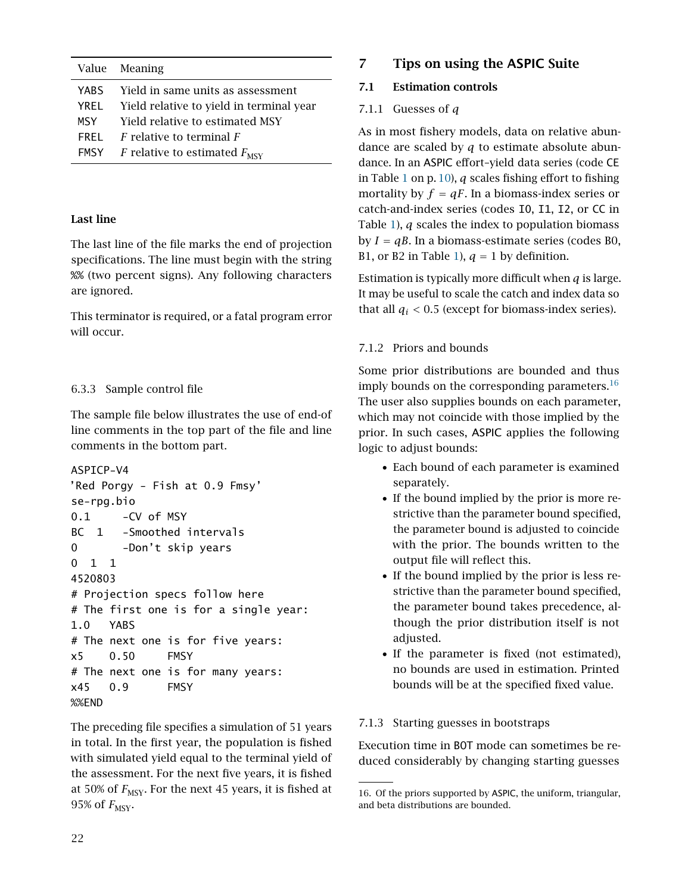| Value | Meaning |
|---|---|
| YABS | Yield in same units as assessment |
| YREL | Yield relative to yield in terminal year |
| MSY | Yield relative to estimated MSY |
| FREL | $F$ relative to terminal $F$ |
| FMSY | $F$ relative to estimated $F_{\mathrm{MSY}}$ |

**Last line**

The last line of the file marks the end of projection specifications. The line must begin with the string %% (two percent signs). Any following characters are ignored.

This terminator is required, or a fatal program error will occur.

### 6.3.3 Sample control file

The sample file below illustrates the use of end-of line comments in the top part of the file and line comments in the bottom part.

```
ASPICP-V4
'Red Porgy - Fish at 0.9 Fmsy'
se-rpg.bio
0.1     -CV of MSY
BC  1   -Smoothed intervals
0       -Don't skip years
0  1  1
4520803
# Projection specs follow here
# The first one is for a single year:
1.0    YABS
# The next one is for five years:
x5     0.50     FMSY
# The next one is for many years:
x45    0.9      FMSY
%%END
```

The preceding file specifies a simulation of 51 years in total. In the first year, the population is fished with simulated yield equal to the terminal yield of the assessment. For the next five years, it is fished at 50% of $F_{\mathrm{MSY}}$. For the next 45 years, it is fished at 95% of $F_{\mathrm{MSY}}$.

# 7 Tips on using the ASPIC Suite

## 7.1 Estimation controls

### 7.1.1 Guesses of $q$

As in most fishery models, data on relative abundance are scaled by $q$ to estimate absolute abundance. In an ASPIC effort–yield data series (code CE in Table 1 on p. 10), $q$ scales fishing effort to fishing mortality by $f = qF$. In a biomass-index series or catch-and-index series (codes I0, I1, I2, or CC in Table 1), $q$ scales the index to population biomass by $I = qB$. In a biomass-estimate series (codes B0, B1, or B2 in Table 1), $q = 1$ by definition.

Estimation is typically more difficult when $q$ is large. It may be useful to scale the catch and index data so that all $q_i < 0.5$ (except for biomass-index series).

### 7.1.2 Priors and bounds

Some prior distributions are bounded and thus imply bounds on the corresponding parameters.[16] The user also supplies bounds on each parameter, which may not coincide with those implied by the prior. In such cases, ASPIC applies the following logic to adjust bounds:

- Each bound of each parameter is examined separately.
- If the bound implied by the prior is more restrictive than the parameter bound specified, the parameter bound is adjusted to coincide with the prior. The bounds written to the output file will reflect this.
- If the bound implied by the prior is less restrictive than the parameter bound specified, the parameter bound takes precedence, although the prior distribution itself is not adjusted.
- If the parameter is fixed (not estimated), no bounds are used in estimation. Printed bounds will be at the specified fixed value.

### 7.1.3 Starting guesses in bootstraps

Execution time in BOT mode can sometimes be reduced considerably by changing starting guesses

16. Of the priors supported by ASPIC, the uniform, triangular, and beta distributions are bounded.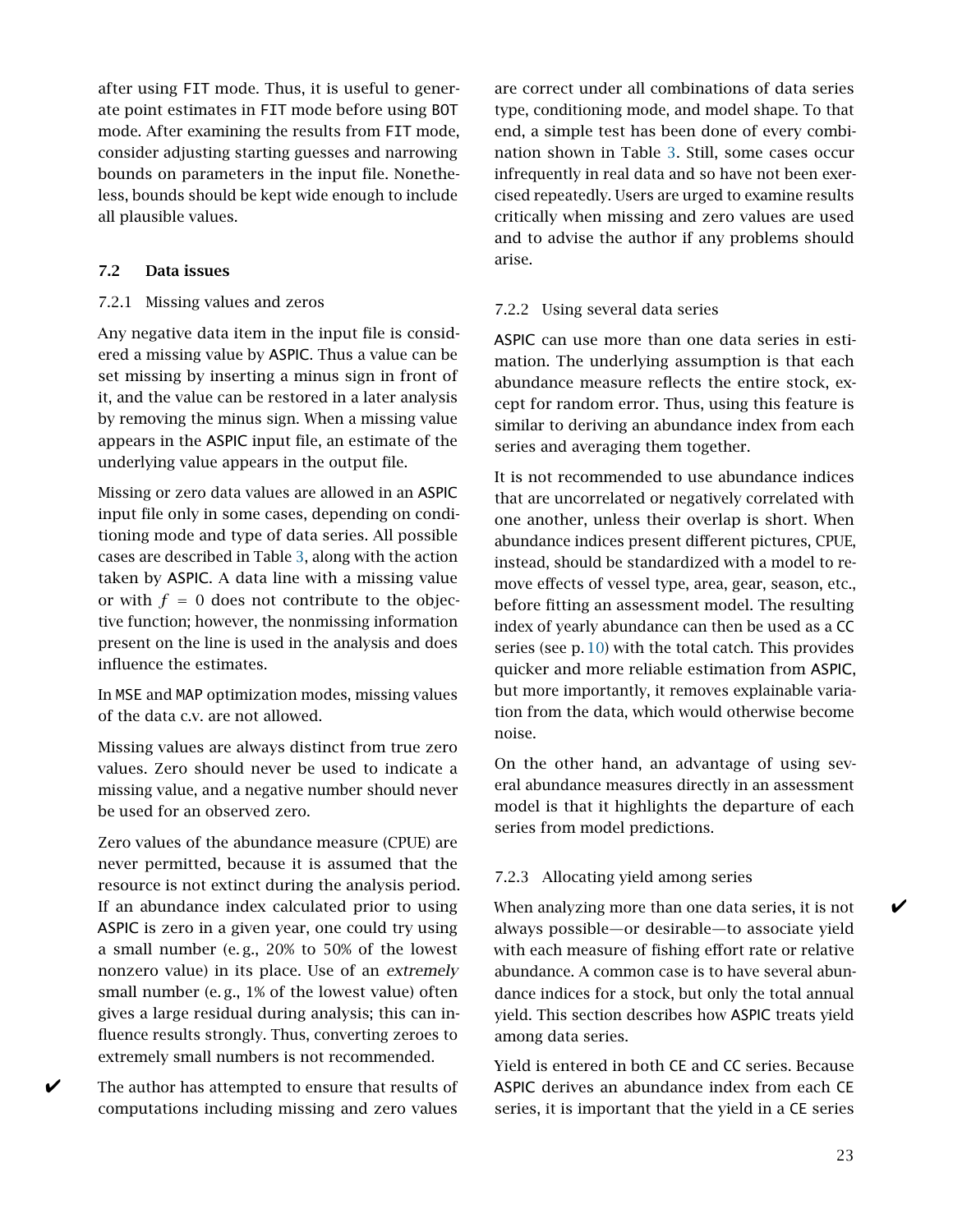after using FIT mode. Thus, it is useful to generate point estimates in FIT mode before using BOT mode. After examining the results from FIT mode, consider adjusting starting guesses and narrowing bounds on parameters in the input file. Nonetheless, bounds should be kept wide enough to include all plausible values.

## 7.2 Data issues

### 7.2.1 Missing values and zeros

Any negative data item in the input file is considered a missing value by ASPIC. Thus a value can be set missing by inserting a minus sign in front of it, and the value can be restored in a later analysis by removing the minus sign. When a missing value appears in the ASPIC input file, an estimate of the underlying value appears in the output file.

Missing or zero data values are allowed in an ASPIC input file only in some cases, depending on conditioning mode and type of data series. All possible cases are described in Table 3, along with the action taken by ASPIC. A data line with a missing value or with $f = 0$ does not contribute to the objective function; however, the nonmissing information present on the line is used in the analysis and does influence the estimates.

In MSE and MAP optimization modes, missing values of the data c.v. are not allowed.

Missing values are always distinct from true zero values. Zero should never be used to indicate a missing value, and a negative number should never be used for an observed zero.

Zero values of the abundance measure (CPUE) are never permitted, because it is assumed that the resource is not extinct during the analysis period. If an abundance index calculated prior to using ASPIC is zero in a given year, one could try using a small number (e. g., 20% to 50% of the lowest nonzero value) in its place. Use of an *extremely* small number (e. g., 1% of the lowest value) often gives a large residual during analysis; this can influence results strongly. Thus, converting zeroes to extremely small numbers is not recommended.

✔ The author has attempted to ensure that results of computations including missing and zero values are correct under all combinations of data series type, conditioning mode, and model shape. To that end, a simple test has been done of every combination shown in Table 3. Still, some cases occur infrequently in real data and so have not been exercised repeatedly. Users are urged to examine results critically when missing and zero values are used and to advise the author if any problems should arise.

### 7.2.2 Using several data series

ASPIC can use more than one data series in estimation. The underlying assumption is that each abundance measure reflects the entire stock, except for random error. Thus, using this feature is similar to deriving an abundance index from each series and averaging them together.

It is not recommended to use abundance indices that are uncorrelated or negatively correlated with one another, unless their overlap is short. When abundance indices present different pictures, CPUE, instead, should be standardized with a model to remove effects of vessel type, area, gear, season, etc., before fitting an assessment model. The resulting index of yearly abundance can then be used as a CC series (see p. 10) with the total catch. This provides quicker and more reliable estimation from ASPIC, but more importantly, it removes explainable variation from the data, which would otherwise become noise.

On the other hand, an advantage of using several abundance measures directly in an assessment model is that it highlights the departure of each series from model predictions.

### 7.2.3 Allocating yield among series

✔ When analyzing more than one data series, it is not always possible—or desirable—to associate yield with each measure of fishing effort rate or relative abundance. A common case is to have several abundance indices for a stock, but only the total annual yield. This section describes how ASPIC treats yield among data series.

Yield is entered in both CE and CC series. Because ASPIC derives an abundance index from each CE series, it is important that the yield in a CE series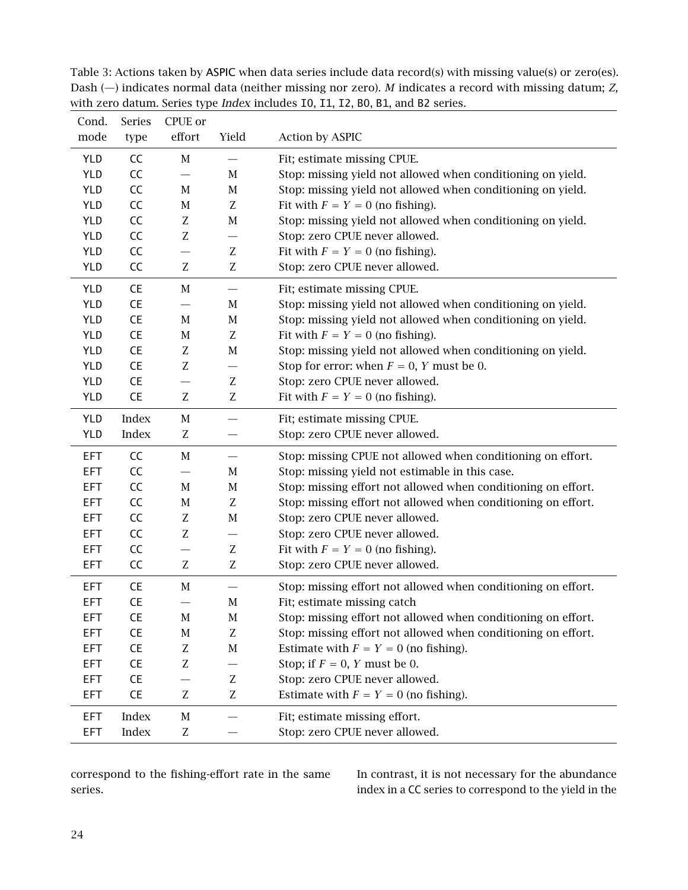Table 3: Actions taken by ASPIC when data series include data record(s) with missing value(s) or zero(es). Dash (—) indicates normal data (neither missing nor zero). *M* indicates a record with missing datum; *Z*, with zero datum. Series type *Index* includes I0, I1, I2, B0, B1, and B2 series.

| Cond. mode | Series type | CPUE or effort | Yield | Action by ASPIC |
|---|---|---|---|---|
| YLD | CC | M | — | Fit; estimate missing CPUE. |
| YLD | CC | — | M | Stop: missing yield not allowed when conditioning on yield. |
| YLD | CC | M | M | Stop: missing yield not allowed when conditioning on yield. |
| YLD | CC | M | Z | Fit with $F = Y = 0$ (no fishing). |
| YLD | CC | Z | M | Stop: missing yield not allowed when conditioning on yield. |
| YLD | CC | Z | — | Stop: zero CPUE never allowed. |
| YLD | CC | — | Z | Fit with $F = Y = 0$ (no fishing). |
| YLD | CC | Z | Z | Stop: zero CPUE never allowed. |
| YLD | CE | M | — | Fit; estimate missing CPUE. |
| YLD | CE | — | M | Stop: missing yield not allowed when conditioning on yield. |
| YLD | CE | M | M | Stop: missing yield not allowed when conditioning on yield. |
| YLD | CE | M | Z | Fit with $F = Y = 0$ (no fishing). |
| YLD | CE | Z | M | Stop: missing yield not allowed when conditioning on yield. |
| YLD | CE | Z | — | Stop for error: when $F = 0$, $Y$ must be 0. |
| YLD | CE | — | Z | Stop: zero CPUE never allowed. |
| YLD | CE | Z | Z | Fit with $F = Y = 0$ (no fishing). |
| YLD | Index | M | — | Fit; estimate missing CPUE. |
| YLD | Index | Z | — | Stop: zero CPUE never allowed. |
| EFT | CC | M | — | Stop: missing CPUE not allowed when conditioning on effort. |
| EFT | CC | — | M | Stop: missing yield not estimable in this case. |
| EFT | CC | M | M | Stop: missing effort not allowed when conditioning on effort. |
| EFT | CC | M | Z | Stop: missing effort not allowed when conditioning on effort. |
| EFT | CC | Z | M | Stop: zero CPUE never allowed. |
| EFT | CC | Z | — | Stop: zero CPUE never allowed. |
| EFT | CC | — | Z | Fit with $F = Y = 0$ (no fishing). |
| EFT | CC | Z | Z | Stop: zero CPUE never allowed. |
| EFT | CE | M | — | Stop: missing effort not allowed when conditioning on effort. |
| EFT | CE | — | M | Fit; estimate missing catch |
| EFT | CE | M | M | Stop: missing effort not allowed when conditioning on effort. |
| EFT | CE | M | Z | Stop: missing effort not allowed when conditioning on effort. |
| EFT | CE | Z | M | Estimate with $F = Y = 0$ (no fishing). |
| EFT | CE | Z | — | Stop; if $F = 0$, $Y$ must be 0. |
| EFT | CE | — | Z | Stop: zero CPUE never allowed. |
| EFT | CE | Z | Z | Estimate with $F = Y = 0$ (no fishing). |
| EFT | Index | M | — | Fit; estimate missing effort. |
| EFT | Index | Z | — | Stop: zero CPUE never allowed. |

correspond to the fishing-effort rate in the same series.

In contrast, it is not necessary for the abundance index in a CC series to correspond to the yield in the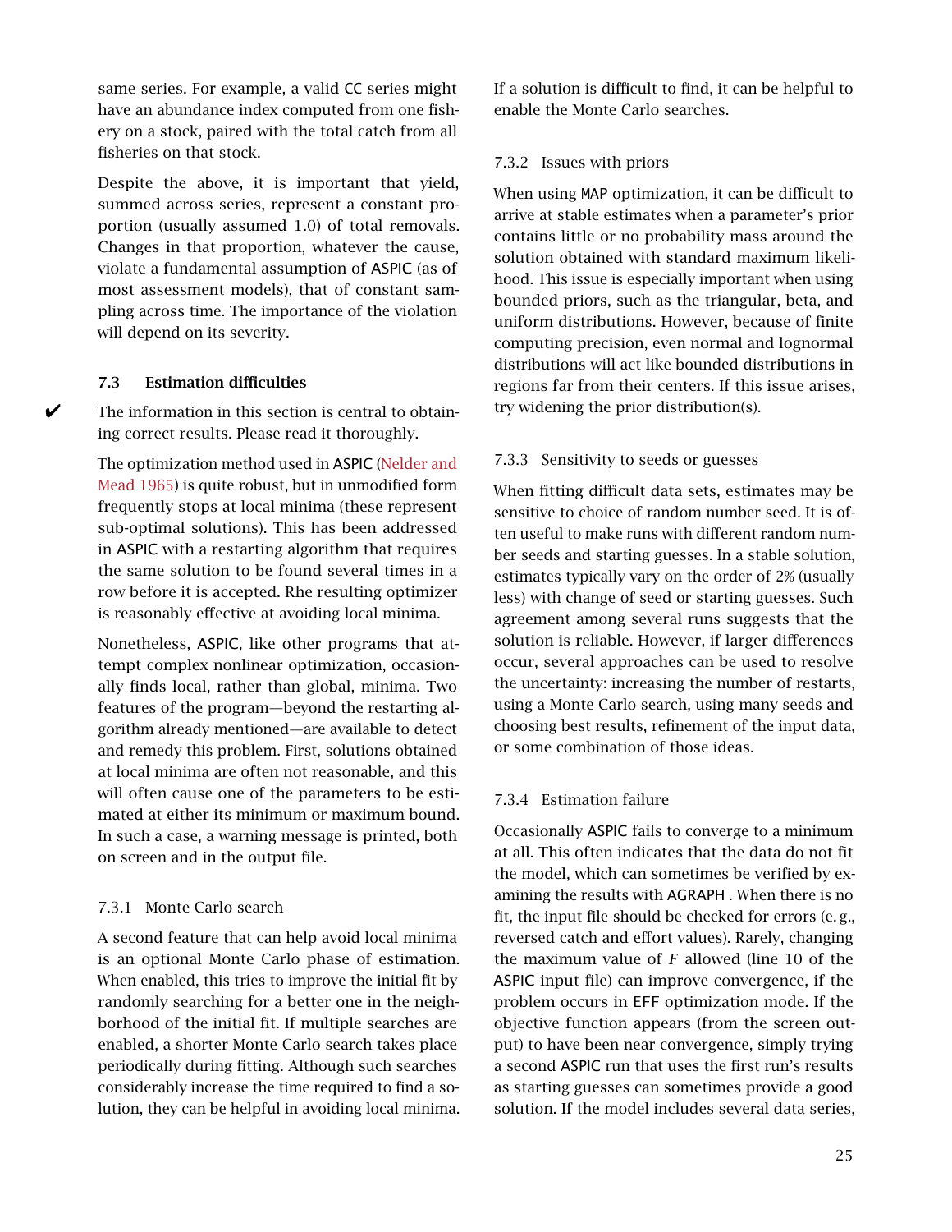same series. For example, a valid CC series might have an abundance index computed from one fishery on a stock, paired with the total catch from all fisheries on that stock.

Despite the above, it is important that yield, summed across series, represent a constant proportion (usually assumed 1.0) of total removals. Changes in that proportion, whatever the cause, violate a fundamental assumption of ASPIC (as of most assessment models), that of constant sampling across time. The importance of the violation will depend on its severity.

### 7.3 Estimation difficulties

✔ The information in this section is central to obtaining correct results. Please read it thoroughly.

The optimization method used in ASPIC (Nelder and Mead 1965) is quite robust, but in unmodified form frequently stops at local minima (these represent sub-optimal solutions). This has been addressed in ASPIC with a restarting algorithm that requires the same solution to be found several times in a row before it is accepted. Rhe resulting optimizer is reasonably effective at avoiding local minima.

Nonetheless, ASPIC, like other programs that attempt complex nonlinear optimization, occasionally finds local, rather than global, minima. Two features of the program—beyond the restarting algorithm already mentioned—are available to detect and remedy this problem. First, solutions obtained at local minima are often not reasonable, and this will often cause one of the parameters to be estimated at either its minimum or maximum bound. In such a case, a warning message is printed, both on screen and in the output file.

#### 7.3.1 Monte Carlo search

A second feature that can help avoid local minima is an optional Monte Carlo phase of estimation. When enabled, this tries to improve the initial fit by randomly searching for a better one in the neighborhood of the initial fit. If multiple searches are enabled, a shorter Monte Carlo search takes place periodically during fitting. Although such searches considerably increase the time required to find a solution, they can be helpful in avoiding local minima. If a solution is difficult to find, it can be helpful to enable the Monte Carlo searches.

#### 7.3.2 Issues with priors

When using MAP optimization, it can be difficult to arrive at stable estimates when a parameter's prior contains little or no probability mass around the solution obtained with standard maximum likelihood. This issue is especially important when using bounded priors, such as the triangular, beta, and uniform distributions. However, because of finite computing precision, even normal and lognormal distributions will act like bounded distributions in regions far from their centers. If this issue arises, try widening the prior distribution(s).

#### 7.3.3 Sensitivity to seeds or guesses

When fitting difficult data sets, estimates may be sensitive to choice of random number seed. It is often useful to make runs with different random number seeds and starting guesses. In a stable solution, estimates typically vary on the order of 2% (usually less) with change of seed or starting guesses. Such agreement among several runs suggests that the solution is reliable. However, if larger differences occur, several approaches can be used to resolve the uncertainty: increasing the number of restarts, using a Monte Carlo search, using many seeds and choosing best results, refinement of the input data, or some combination of those ideas.

#### 7.3.4 Estimation failure

Occasionally ASPIC fails to converge to a minimum at all. This often indicates that the data do not fit the model, which can sometimes be verified by examining the results with AGRAPH . When there is no fit, the input file should be checked for errors (e. g., reversed catch and effort values). Rarely, changing the maximum value of $F$ allowed (line 10 of the ASPIC input file) can improve convergence, if the problem occurs in EFF optimization mode. If the objective function appears (from the screen output) to have been near convergence, simply trying a second ASPIC run that uses the first run's results as starting guesses can sometimes provide a good solution. If the model includes several data series,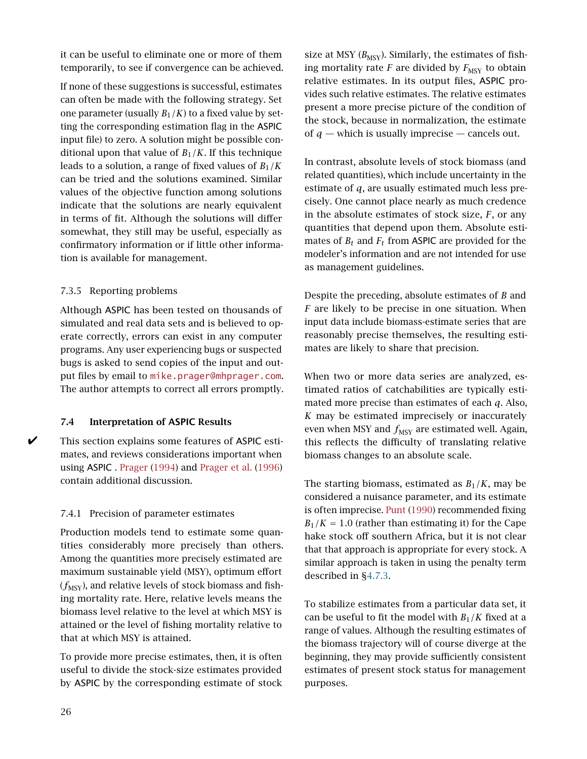it can be useful to eliminate one or more of them temporarily, to see if convergence can be achieved.

If none of these suggestions is successful, estimates can often be made with the following strategy. Set one parameter (usually $B_1/K$) to a fixed value by setting the corresponding estimation flag in the ASPIC input file) to zero. A solution might be possible conditional upon that value of $B_1/K$. If this technique leads to a solution, a range of fixed values of $B_1/K$ can be tried and the solutions examined. Similar values of the objective function among solutions indicate that the solutions are nearly equivalent in terms of fit. Although the solutions will differ somewhat, they still may be useful, especially as confirmatory information or if little other information is available for management.

### 7.3.5 Reporting problems

Although ASPIC has been tested on thousands of simulated and real data sets and is believed to operate correctly, errors can exist in any computer programs. Any user experiencing bugs or suspected bugs is asked to send copies of the input and output files by email to mike.prager@mhprager.com. The author attempts to correct all errors promptly.

## 7.4 Interpretation of ASPIC Results

✔ This section explains some features of ASPIC estimates, and reviews considerations important when using ASPIC . Prager (1994) and Prager et al. (1996) contain additional discussion.

### 7.4.1 Precision of parameter estimates

Production models tend to estimate some quantities considerably more precisely than others. Among the quantities more precisely estimated are maximum sustainable yield (MSY), optimum effort ($f_{\text{MSY}}$), and relative levels of stock biomass and fishing mortality rate. Here, relative levels means the biomass level relative to the level at which MSY is attained or the level of fishing mortality relative to that at which MSY is attained.

To provide more precise estimates, then, it is often useful to divide the stock-size estimates provided by ASPIC by the corresponding estimate of stock size at MSY ($B_{\text{MSY}}$). Similarly, the estimates of fishing mortality rate $F$ are divided by $F_{\text{MSY}}$ to obtain relative estimates. In its output files, ASPIC provides such relative estimates. The relative estimates present a more precise picture of the condition of the stock, because in normalization, the estimate of $q$ — which is usually imprecise — cancels out.

In contrast, absolute levels of stock biomass (and related quantities), which include uncertainty in the estimate of $q$, are usually estimated much less precisely. One cannot place nearly as much credence in the absolute estimates of stock size, $F$, or any quantities that depend upon them. Absolute estimates of $B_t$ and $F_t$ from ASPIC are provided for the modeler's information and are not intended for use as management guidelines.

Despite the preceding, absolute estimates of $B$ and $F$ are likely to be precise in one situation. When input data include biomass-estimate series that are reasonably precise themselves, the resulting estimates are likely to share that precision.

When two or more data series are analyzed, estimated ratios of catchabilities are typically estimated more precise than estimates of each $q$. Also, $K$ may be estimated imprecisely or inaccurately even when MSY and $f_{\text{MSY}}$ are estimated well. Again, this reflects the difficulty of translating relative biomass changes to an absolute scale.

The starting biomass, estimated as $B_1/K$, may be considered a nuisance parameter, and its estimate is often imprecise. Punt (1990) recommended fixing $B_1/K = 1.0$ (rather than estimating it) for the Cape hake stock off southern Africa, but it is not clear that that approach is appropriate for every stock. A similar approach is taken in using the penalty term described in §4.7.3.

To stabilize estimates from a particular data set, it can be useful to fit the model with $B_1/K$ fixed at a range of values. Although the resulting estimates of the biomass trajectory will of course diverge at the beginning, they may provide sufficiently consistent estimates of present stock status for management purposes.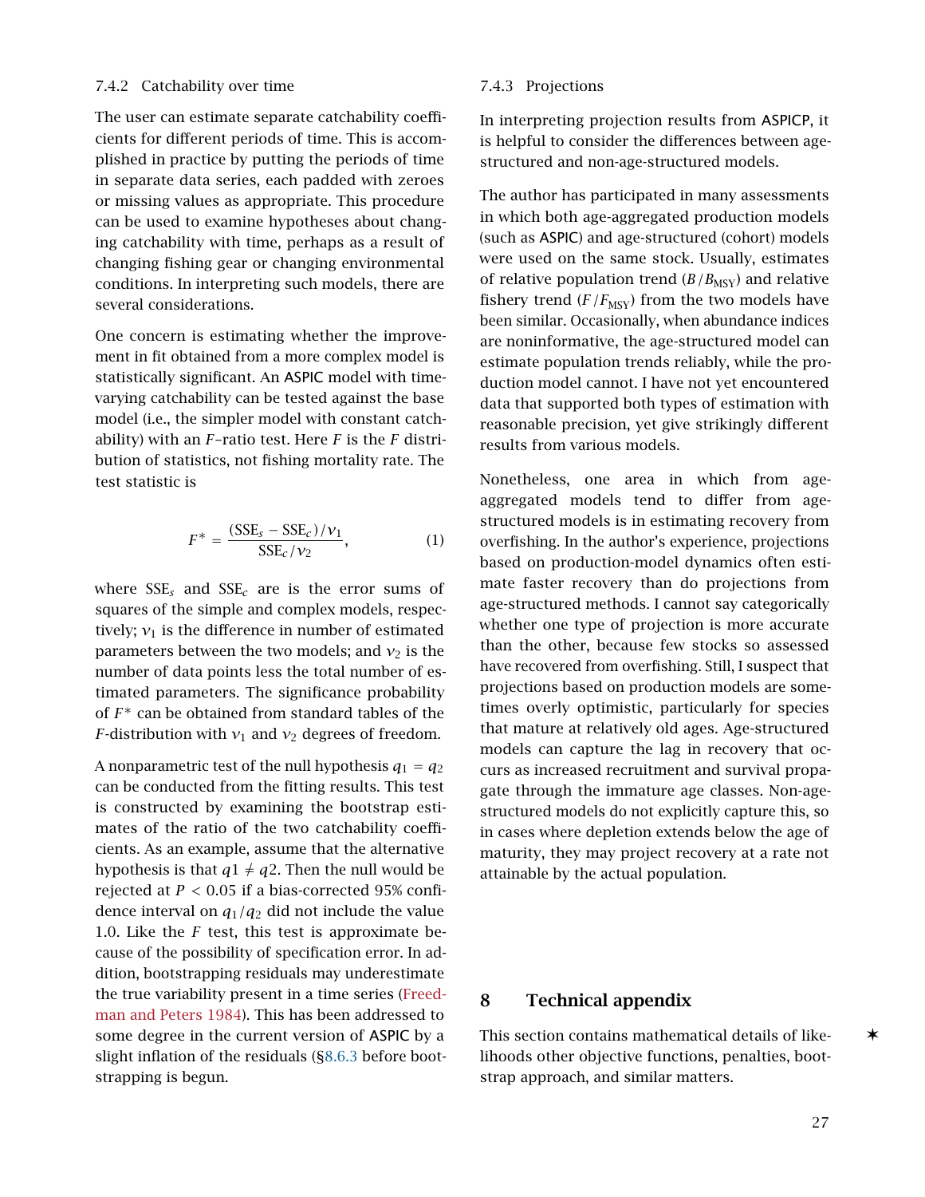### 7.4.2 Catchability over time

The user can estimate separate catchability coefficients for different periods of time. This is accomplished in practice by putting the periods of time in separate data series, each padded with zeroes or missing values as appropriate. This procedure can be used to examine hypotheses about changing catchability with time, perhaps as a result of changing fishing gear or changing environmental conditions. In interpreting such models, there are several considerations.

One concern is estimating whether the improvement in fit obtained from a more complex model is statistically significant. An ASPIC model with time-varying catchability can be tested against the base model (i.e., the simpler model with constant catchability) with an $F$–ratio test. Here $F$ is the $F$ distribution of statistics, not fishing mortality rate. The test statistic is

$$F^* = \frac{(\mathrm{SSE}_s - \mathrm{SSE}_c)/\nu_1}{\mathrm{SSE}_c/\nu_2}, \qquad (1)$$

where $\mathrm{SSE}_s$ and $\mathrm{SSE}_c$ are is the error sums of squares of the simple and complex models, respectively; $\nu_1$ is the difference in number of estimated parameters between the two models; and $\nu_2$ is the number of data points less the total number of estimated parameters. The significance probability of $F^*$ can be obtained from standard tables of the $F$-distribution with $\nu_1$ and $\nu_2$ degrees of freedom.

A nonparametric test of the null hypothesis $q_1 = q_2$ can be conducted from the fitting results. This test is constructed by examining the bootstrap estimates of the ratio of the two catchability coefficients. As an example, assume that the alternative hypothesis is that $q1 \neq q2$. Then the null would be rejected at $P < 0.05$ if a bias-corrected 95% confidence interval on $q_1/q_2$ did not include the value 1.0. Like the $F$ test, this test is approximate because of the possibility of specification error. In addition, bootstrapping residuals may underestimate the true variability present in a time series (Freedman and Peters 1984). This has been addressed to some degree in the current version of ASPIC by a slight inflation of the residuals (§8.6.3 before bootstrapping is begun.

### 7.4.3 Projections

In interpreting projection results from ASPICP, it is helpful to consider the differences between age-structured and non-age-structured models.

The author has participated in many assessments in which both age-aggregated production models (such as ASPIC) and age-structured (cohort) models were used on the same stock. Usually, estimates of relative population trend ($B/B_{\mathrm{MSY}}$) and relative fishery trend ($F/F_{\mathrm{MSY}}$) from the two models have been similar. Occasionally, when abundance indices are noninformative, the age-structured model can estimate population trends reliably, while the production model cannot. I have not yet encountered data that supported both types of estimation with reasonable precision, yet give strikingly different results from various models.

Nonetheless, one area in which from age-aggregated models tend to differ from age-structured models is in estimating recovery from overfishing. In the author's experience, projections based on production-model dynamics often estimate faster recovery than do projections from age-structured methods. I cannot say categorically whether one type of projection is more accurate than the other, because few stocks so assessed have recovered from overfishing. Still, I suspect that projections based on production models are sometimes overly optimistic, particularly for species that mature at relatively old ages. Age-structured models can capture the lag in recovery that occurs as increased recruitment and survival propagate through the immature age classes. Non-age-structured models do not explicitly capture this, so in cases where depletion extends below the age of maturity, they may project recovery at a rate not attainable by the actual population.

## 8 Technical appendix

This section contains mathematical details of likelihoods other objective functions, penalties, bootstrap approach, and similar matters.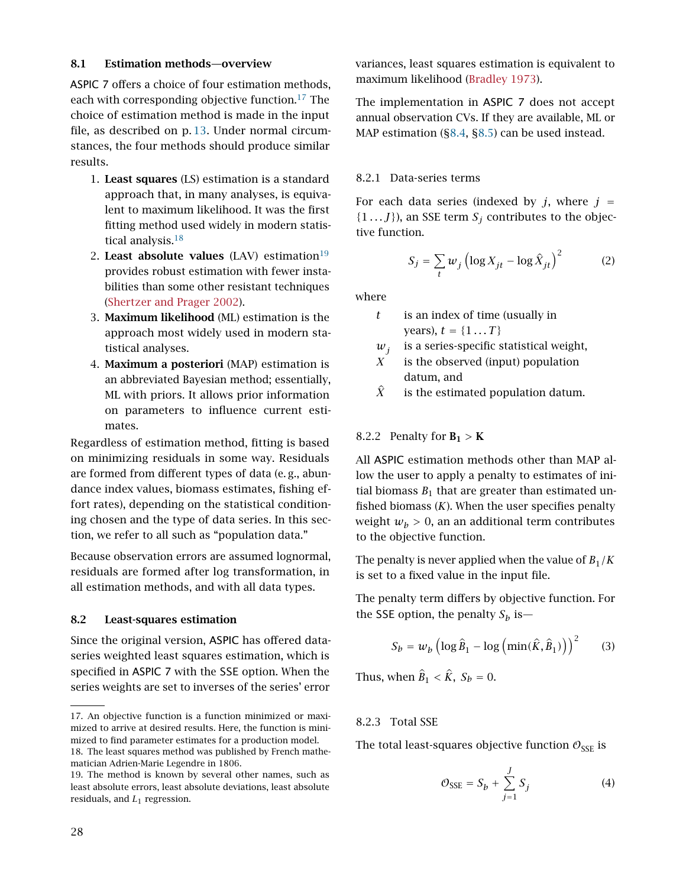## 8.1 Estimation methods—overview

ASPIC 7 offers a choice of four estimation methods, each with corresponding objective function.[17] The choice of estimation method is made in the input file, as described on p. 13. Under normal circumstances, the four methods should produce similar results.

1. **Least squares** (LS) estimation is a standard approach that, in many analyses, is equivalent to maximum likelihood. It was the first fitting method used widely in modern statistical analysis.[18]
2. **Least absolute values** (LAV) estimation[19] provides robust estimation with fewer instabilities than some other resistant techniques (Shertzer and Prager 2002).
3. **Maximum likelihood** (ML) estimation is the approach most widely used in modern statistical analyses.
4. **Maximum a posteriori** (MAP) estimation is an abbreviated Bayesian method; essentially, ML with priors. It allows prior information on parameters to influence current estimates.

Regardless of estimation method, fitting is based on minimizing residuals in some way. Residuals are formed from different types of data (e. g., abundance index values, biomass estimates, fishing effort rates), depending on the statistical conditioning chosen and the type of data series. In this section, we refer to all such as "population data."

Because observation errors are assumed lognormal, residuals are formed after log transformation, in all estimation methods, and with all data types.

## 8.2 Least-squares estimation

Since the original version, ASPIC has offered data-series weighted least squares estimation, which is specified in ASPIC 7 with the SSE option. When the series weights are set to inverses of the series' error variances, least squares estimation is equivalent to maximum likelihood (Bradley 1973).

The implementation in ASPIC 7 does not accept annual observation CVs. If they are available, ML or MAP estimation (§8.4, §8.5) can be used instead.

### 8.2.1 Data-series terms

For each data series (indexed by $j$, where $j = \{1 \ldots J\}$), an SSE term $S_j$ contributes to the objective function.

$$S_j = \sum_t w_j \left(\log X_{jt} - \log \hat{X}_{jt}\right)^2 \qquad (2)$$

where

- $t$ is an index of time (usually in years), $t = \{1 \ldots T\}$
- $w_j$ is a series-specific statistical weight,
- $X$ is the observed (input) population datum, and
- $\hat{X}$ is the estimated population datum.

### 8.2.2 Penalty for $\mathbf{B_1} > \mathbf{K}$

All ASPIC estimation methods other than MAP allow the user to apply a penalty to estimates of initial biomass $B_1$ that are greater than estimated unfished biomass ($K$). When the user specifies penalty weight $w_b > 0$, an an additional term contributes to the objective function.

The penalty is never applied when the value of $B_1/K$ is set to a fixed value in the input file.

The penalty term differs by objective function. For the SSE option, the penalty $S_b$ is—

$$S_b = w_b \left(\log \hat{B}_1 - \log\left(\min(\hat{K}, \hat{B}_1)\right)\right)^2 \qquad (3)$$

Thus, when $\hat{B}_1 < \hat{K}$, $S_b = 0$.

### 8.2.3 Total SSE

The total least-squares objective function $\mathcal{O}_{\text{SSE}}$ is

$$\mathcal{O}_{\text{SSE}} = S_b + \sum_{j=1}^{J} S_j \qquad (4)$$

---

17. An objective function is a function minimized or maximized to arrive at desired results. Here, the function is minimized to find parameter estimates for a production model.

18. The least squares method was published by French mathematician Adrien-Marie Legendre in 1806.

19. The method is known by several other names, such as least absolute errors, least absolute deviations, least absolute residuals, and $L_1$ regression.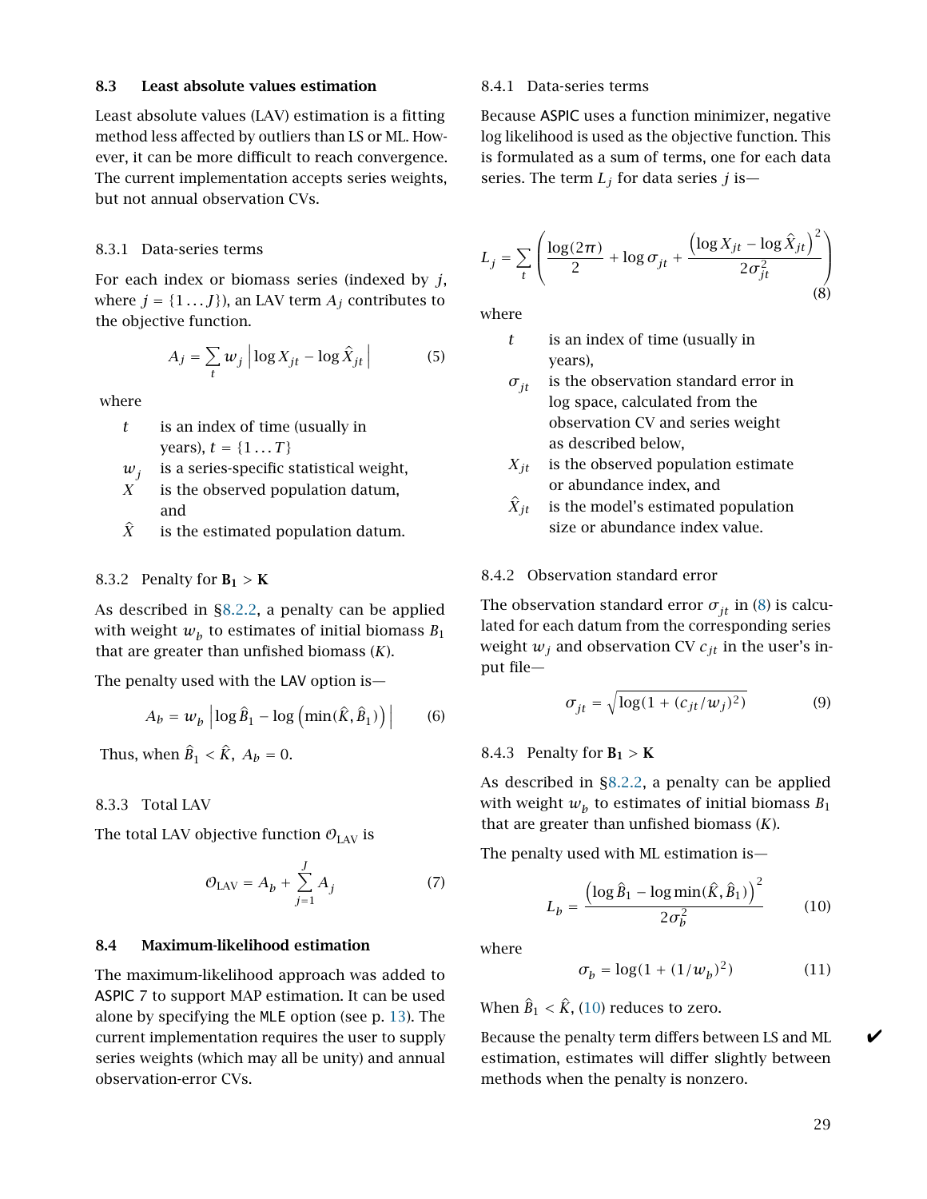## 8.3 Least absolute values estimation

Least absolute values (LAV) estimation is a fitting method less affected by outliers than LS or ML. However, it can be more difficult to reach convergence. The current implementation accepts series weights, but not annual observation CVs.

### 8.3.1 Data-series terms

For each index or biomass series (indexed by $j$, where $j = \{1 \ldots J\}$), an LAV term $A_j$ contributes to the objective function.

$$A_j = \sum_t w_j \left| \log X_{jt} - \log \hat{X}_{jt} \right| \tag{5}$$

where

- $t$ is an index of time (usually in years), $t = \{1 \ldots T\}$
- $w_j$ is a series-specific statistical weight,
- $X$ is the observed population datum, and
- $\hat{X}$ is the estimated population datum.

### 8.3.2 Penalty for $\mathbf{B_1 > K}$

As described in §8.2.2, a penalty can be applied with weight $w_b$ to estimates of initial biomass $B_1$ that are greater than unfished biomass ($K$).

The penalty used with the LAV option is—

$$A_b = w_b \left| \log \hat{B}_1 - \log \left( \min(\hat{K}, \hat{B}_1) \right) \right| \tag{6}$$

Thus, when $\hat{B}_1 < \hat{K}$, $A_b = 0$.

### 8.3.3 Total LAV

The total LAV objective function $\mathcal{O}_{\text{LAV}}$ is

$$\mathcal{O}_{\text{LAV}} = A_b + \sum_{j=1}^{J} A_j \tag{7}$$

## 8.4 Maximum-likelihood estimation

The maximum-likelihood approach was added to ASPIC 7 to support MAP estimation. It can be used alone by specifying the MLE option (see p. 13). The current implementation requires the user to supply series weights (which may all be unity) and annual observation-error CVs.

### 8.4.1 Data-series terms

Because ASPIC uses a function minimizer, negative log likelihood is used as the objective function. This is formulated as a sum of terms, one for each data series. The term $L_j$ for data series $j$ is—

$$L_j = \sum_t \left( \frac{\log(2\pi)}{2} + \log \sigma_{jt} + \frac{\left( \log X_{jt} - \log \hat{X}_{jt} \right)^2}{2\sigma_{jt}^2} \right) \tag{8}$$

where

- $t$ is an index of time (usually in years),
- $\sigma_{jt}$ is the observation standard error in log space, calculated from the observation CV and series weight as described below,
- $X_{jt}$ is the observed population estimate or abundance index, and
- $\hat{X}_{jt}$ is the model's estimated population size or abundance index value.

### 8.4.2 Observation standard error

The observation standard error $\sigma_{jt}$ in (8) is calculated for each datum from the corresponding series weight $w_j$ and observation CV $c_{jt}$ in the user's input file—

$$\sigma_{jt} = \sqrt{\log(1 + (c_{jt}/w_j)^2)} \tag{9}$$

### 8.4.3 Penalty for $\mathbf{B_1 > K}$

As described in §8.2.2, a penalty can be applied with weight $w_b$ to estimates of initial biomass $B_1$ that are greater than unfished biomass ($K$).

The penalty used with ML estimation is—

$$L_b = \frac{\left( \log \hat{B}_1 - \log \min(\hat{K}, \hat{B}_1) \right)^2}{2\sigma_b^2} \tag{10}$$

where

$$\sigma_b = \log(1 + (1/w_b)^2) \tag{11}$$

When $\hat{B}_1 < \hat{K}$, (10) reduces to zero.

✔ Because the penalty term differs between LS and ML estimation, estimates will differ slightly between methods when the penalty is nonzero.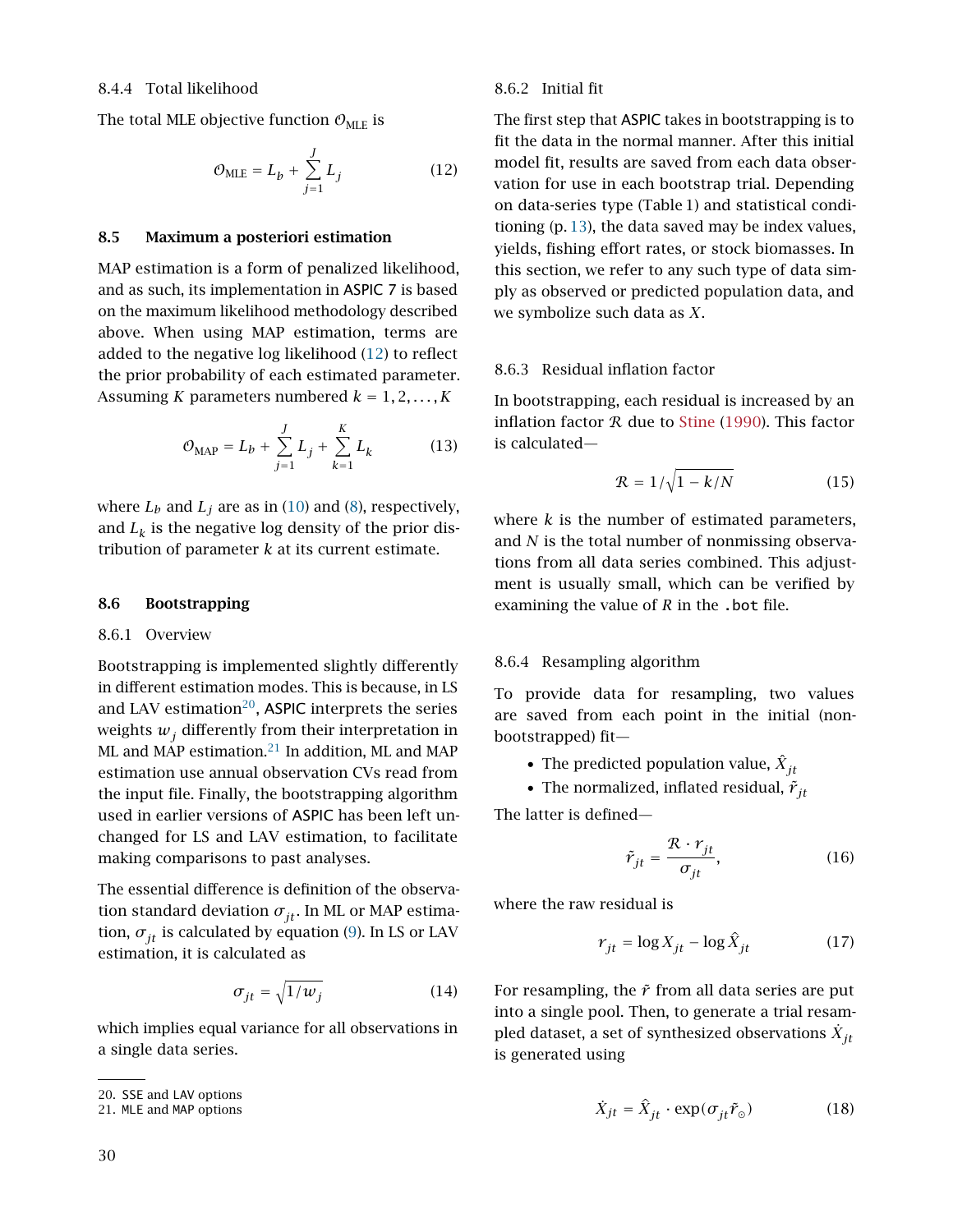#### 8.4.4 Total likelihood

The total MLE objective function $\mathcal{O}_{\text{MLE}}$ is

$$\mathcal{O}_{\text{MLE}} = L_b + \sum_{j=1}^{J} L_j \tag{12}$$

### 8.5 Maximum a posteriori estimation

MAP estimation is a form of penalized likelihood, and as such, its implementation in ASPIC 7 is based on the maximum likelihood methodology described above. When using MAP estimation, terms are added to the negative log likelihood (12) to reflect the prior probability of each estimated parameter. Assuming $K$ parameters numbered $k = 1, 2, \ldots, K$

$$\mathcal{O}_{\text{MAP}} = L_b + \sum_{j=1}^{J} L_j + \sum_{k=1}^{K} L_k \tag{13}$$

where $L_b$ and $L_j$ are as in (10) and (8), respectively, and $L_k$ is the negative log density of the prior distribution of parameter $k$ at its current estimate.

### 8.6 Bootstrapping

#### 8.6.1 Overview

Bootstrapping is implemented slightly differently in different estimation modes. This is because, in LS and LAV estimation[20], ASPIC interprets the series weights $w_j$ differently from their interpretation in ML and MAP estimation.[21] In addition, ML and MAP estimation use annual observation CVs read from the input file. Finally, the bootstrapping algorithm used in earlier versions of ASPIC has been left unchanged for LS and LAV estimation, to facilitate making comparisons to past analyses.

The essential difference is definition of the observation standard deviation $\sigma_{jt}$. In ML or MAP estimation, $\sigma_{jt}$ is calculated by equation (9). In LS or LAV estimation, it is calculated as

$$\sigma_{jt} = \sqrt{1/w_j} \tag{14}$$

which implies equal variance for all observations in a single data series.

20. SSE and LAV options
21. MLE and MAP options

#### 8.6.2 Initial fit

The first step that ASPIC takes in bootstrapping is to fit the data in the normal manner. After this initial model fit, results are saved from each data observation for use in each bootstrap trial. Depending on data-series type (Table 1) and statistical conditioning (p. 13), the data saved may be index values, yields, fishing effort rates, or stock biomasses. In this section, we refer to any such type of data simply as observed or predicted population data, and we symbolize such data as $X$.

#### 8.6.3 Residual inflation factor

In bootstrapping, each residual is increased by an inflation factor $\mathcal{R}$ due to Stine (1990). This factor is calculated—

$$\mathcal{R} = 1/\sqrt{1 - k/N} \tag{15}$$

where $k$ is the number of estimated parameters, and $N$ is the total number of nonmissing observations from all data series combined. This adjustment is usually small, which can be verified by examining the value of $R$ in the `.bot` file.

#### 8.6.4 Resampling algorithm

To provide data for resampling, two values are saved from each point in the initial (non-bootstrapped) fit—

- The predicted population value, $\hat{X}_{jt}$
- The normalized, inflated residual, $\tilde{r}_{jt}$

The latter is defined—

$$\tilde{r}_{jt} = \frac{\mathcal{R} \cdot r_{jt}}{\sigma_{jt}}, \tag{16}$$

where the raw residual is

$$r_{jt} = \log X_{jt} - \log \hat{X}_{jt} \tag{17}$$

For resampling, the $\tilde{r}$ from all data series are put into a single pool. Then, to generate a trial resampled dataset, a set of synthesized observations $\dot{X}_{jt}$ is generated using

$$\dot{X}_{jt} = \hat{X}_{jt} \cdot \exp(\sigma_{jt} \tilde{r}_{\odot}) \tag{18}$$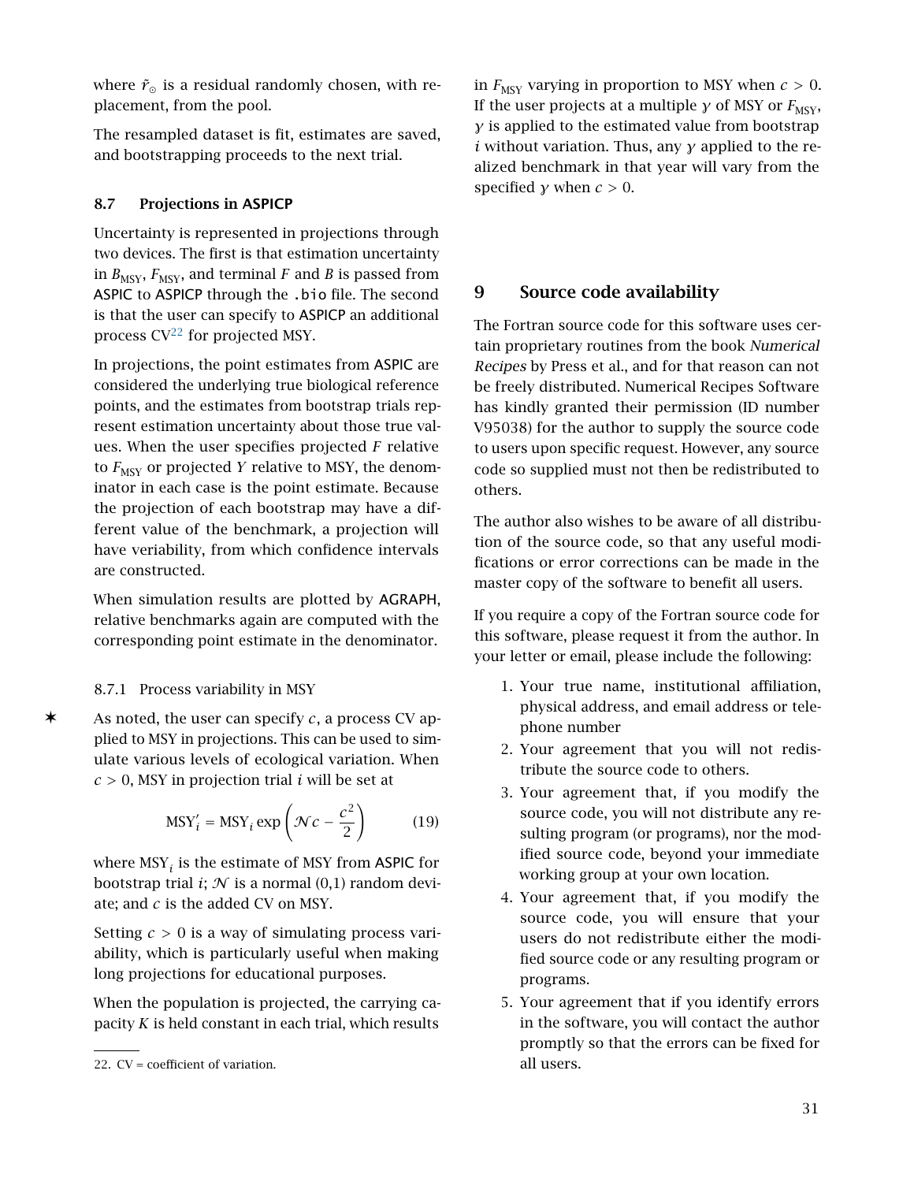where $\tilde{r}_{\odot}$ is a residual randomly chosen, with replacement, from the pool.

The resampled dataset is fit, estimates are saved, and bootstrapping proceeds to the next trial.

### 8.7 Projections in ASPICP

Uncertainty is represented in projections through two devices. The first is that estimation uncertainty in $B_{\text{MSY}}$, $F_{\text{MSY}}$, and terminal $F$ and $B$ is passed from ASPIC to ASPICP through the `.bio` file. The second is that the user can specify to ASPICP an additional process CV[22] for projected MSY.

In projections, the point estimates from ASPIC are considered the underlying true biological reference points, and the estimates from bootstrap trials represent estimation uncertainty about those true values. When the user specifies projected $F$ relative to $F_{\text{MSY}}$ or projected $Y$ relative to MSY, the denominator in each case is the point estimate. Because the projection of each bootstrap may have a different value of the benchmark, a projection will have veriability, from which confidence intervals are constructed.

When simulation results are plotted by AGRAPH, relative benchmarks again are computed with the corresponding point estimate in the denominator.

#### 8.7.1 Process variability in MSY

✶ As noted, the user can specify $c$, a process CV applied to MSY in projections. This can be used to simulate various levels of ecological variation. When $c > 0$, MSY in projection trial $i$ will be set at

$$\text{MSY}'_i = \text{MSY}_i \exp\left(\mathcal{N}c - \frac{c^2}{2}\right) \qquad (19)$$

where $\text{MSY}_i$ is the estimate of MSY from ASPIC for bootstrap trial $i$; $\mathcal{N}$ is a normal (0,1) random deviate; and $c$ is the added CV on MSY.

Setting $c > 0$ is a way of simulating process variability, which is particularly useful when making long projections for educational purposes.

When the population is projected, the carrying capacity $K$ is held constant in each trial, which results in $F_{\text{MSY}}$ varying in proportion to MSY when $c > 0$. If the user projects at a multiple $\gamma$ of MSY or $F_{\text{MSY}}$, $\gamma$ is applied to the estimated value from bootstrap $i$ without variation. Thus, any $\gamma$ applied to the realized benchmark in that year will vary from the specified $\gamma$ when $c > 0$.

22. CV = coefficient of variation.

## 9 Source code availability

The Fortran source code for this software uses certain proprietary routines from the book *Numerical Recipes* by Press et al., and for that reason can not be freely distributed. Numerical Recipes Software has kindly granted their permission (ID number V95038) for the author to supply the source code to users upon specific request. However, any source code so supplied must not then be redistributed to others.

The author also wishes to be aware of all distribution of the source code, so that any useful modifications or error corrections can be made in the master copy of the software to benefit all users.

If you require a copy of the Fortran source code for this software, please request it from the author. In your letter or email, please include the following:

1. Your true name, institutional affiliation, physical address, and email address or telephone number
2. Your agreement that you will not redistribute the source code to others.
3. Your agreement that, if you modify the source code, you will not distribute any resulting program (or programs), nor the modified source code, beyond your immediate working group at your own location.
4. Your agreement that, if you modify the source code, you will ensure that your users do not redistribute either the modified source code or any resulting program or programs.
5. Your agreement that if you identify errors in the software, you will contact the author promptly so that the errors can be fixed for all users.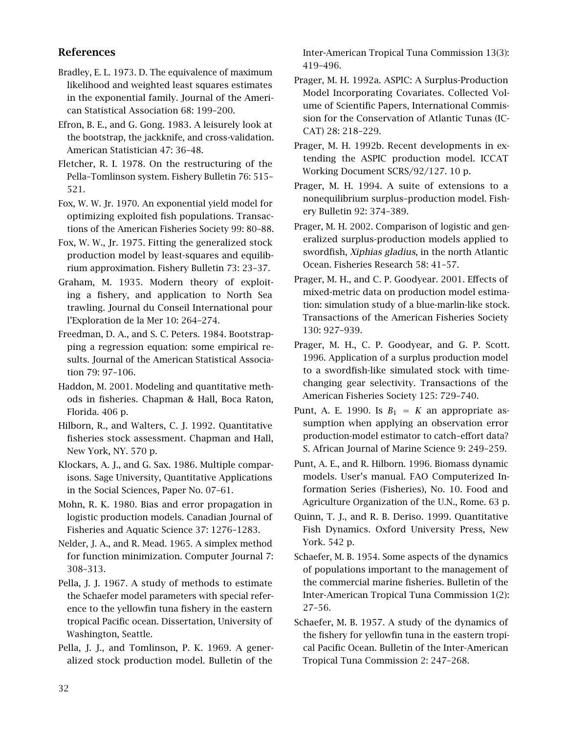## References

Bradley, E. L. 1973. D. The equivalence of maximum likelihood and weighted least squares estimates in the exponential family. Journal of the American Statistical Association 68: 199–200.

Efron, B. E., and G. Gong. 1983. A leisurely look at the bootstrap, the jackknife, and cross-validation. American Statistician 47: 36–48.

Fletcher, R. I. 1978. On the restructuring of the Pella–Tomlinson system. Fishery Bulletin 76: 515–521.

Fox, W. W. Jr. 1970. An exponential yield model for optimizing exploited fish populations. Transactions of the American Fisheries Society 99: 80–88.

Fox, W. W., Jr. 1975. Fitting the generalized stock production model by least-squares and equilibrium approximation. Fishery Bulletin 73: 23–37.

Graham, M. 1935. Modern theory of exploiting a fishery, and application to North Sea trawling. Journal du Conseil International pour l'Exploration de la Mer 10: 264–274.

Freedman, D. A., and S. C. Peters. 1984. Bootstrapping a regression equation: some empirical results. Journal of the American Statistical Association 79: 97–106.

Haddon, M. 2001. Modeling and quantitative methods in fisheries. Chapman & Hall, Boca Raton, Florida. 406 p.

Hilborn, R., and Walters, C. J. 1992. Quantitative fisheries stock assessment. Chapman and Hall, New York, NY. 570 p.

Klockars, A. J., and G. Sax. 1986. Multiple comparisons. Sage University, Quantitative Applications in the Social Sciences, Paper No. 07–61.

Mohn, R. K. 1980. Bias and error propagation in logistic production models. Canadian Journal of Fisheries and Aquatic Science 37: 1276–1283.

Nelder, J. A., and R. Mead. 1965. A simplex method for function minimization. Computer Journal 7: 308–313.

Pella, J. J. 1967. A study of methods to estimate the Schaefer model parameters with special reference to the yellowfin tuna fishery in the eastern tropical Pacific ocean. Dissertation, University of Washington, Seattle.

Pella, J. J., and Tomlinson, P. K. 1969. A generalized stock production model. Bulletin of the Inter-American Tropical Tuna Commission 13(3): 419–496.

Prager, M. H. 1992a. ASPIC: A Surplus-Production Model Incorporating Covariates. Collected Volume of Scientific Papers, International Commission for the Conservation of Atlantic Tunas (ICCAT) 28: 218–229.

Prager, M. H. 1992b. Recent developments in extending the ASPIC production model. ICCAT Working Document SCRS/92/127. 10 p.

Prager, M. H. 1994. A suite of extensions to a nonequilibrium surplus–production model. Fishery Bulletin 92: 374–389.

Prager, M. H. 2002. Comparison of logistic and generalized surplus-production models applied to swordfish, *Xiphias gladius*, in the north Atlantic Ocean. Fisheries Research 58: 41–57.

Prager, M. H., and C. P. Goodyear. 2001. Effects of mixed-metric data on production model estimation: simulation study of a blue-marlin-like stock. Transactions of the American Fisheries Society 130: 927–939.

Prager, M. H., C. P. Goodyear, and G. P. Scott. 1996. Application of a surplus production model to a swordfish-like simulated stock with time-changing gear selectivity. Transactions of the American Fisheries Society 125: 729–740.

Punt, A. E. 1990. Is $B_1 = K$ an appropriate assumption when applying an observation error production-model estimator to catch–effort data? S. African Journal of Marine Science 9: 249–259.

Punt, A. E., and R. Hilborn. 1996. Biomass dynamic models. User's manual. FAO Computerized Information Series (Fisheries), No. 10. Food and Agriculture Organization of the U.N., Rome. 63 p.

Quinn, T. J., and R. B. Deriso. 1999. Quantitative Fish Dynamics. Oxford University Press, New York. 542 p.

Schaefer, M. B. 1954. Some aspects of the dynamics of populations important to the management of the commercial marine fisheries. Bulletin of the Inter-American Tropical Tuna Commission 1(2): 27–56.

Schaefer, M. B. 1957. A study of the dynamics of the fishery for yellowfin tuna in the eastern tropical Pacific Ocean. Bulletin of the Inter-American Tropical Tuna Commission 2: 247–268.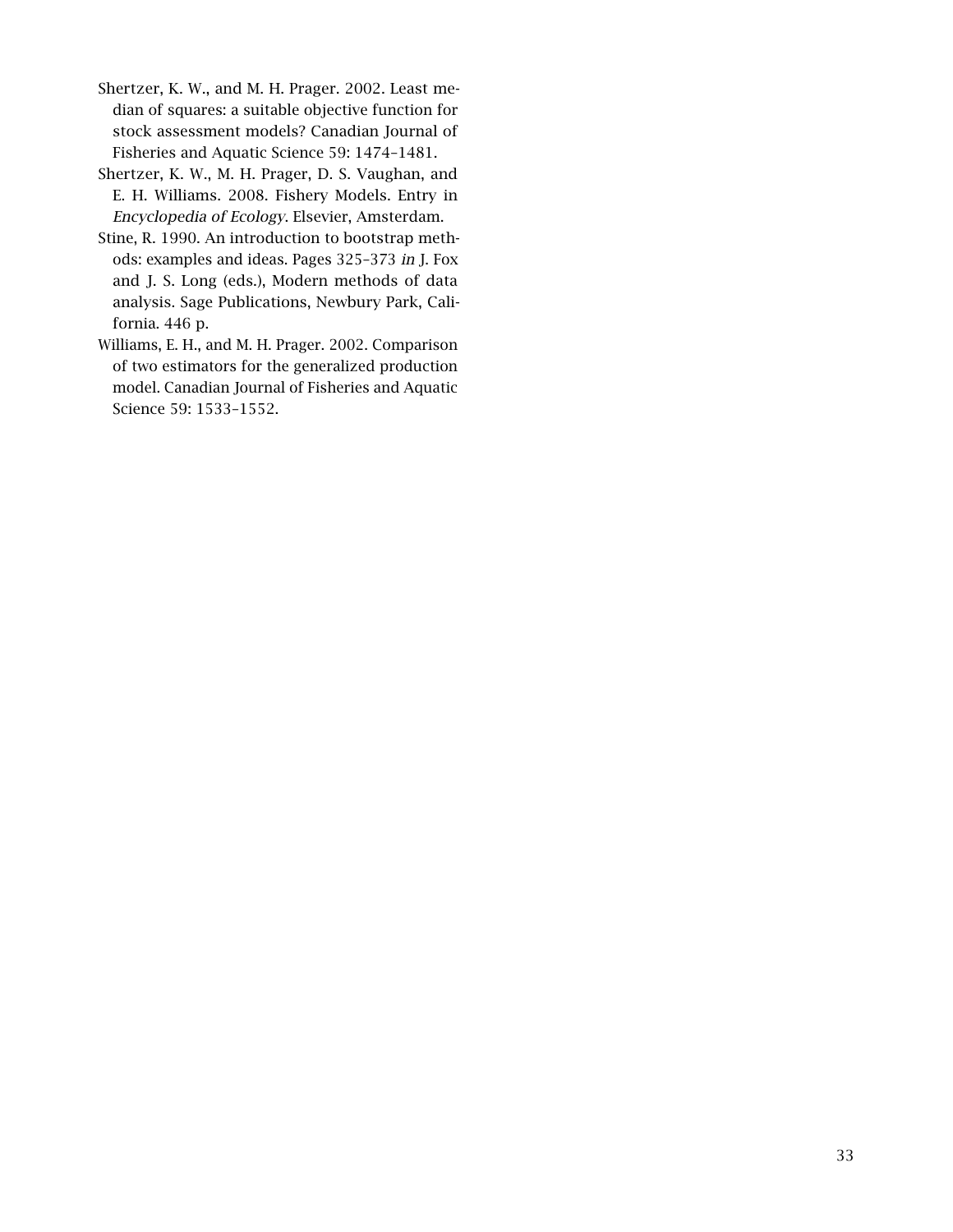Shertzer, K. W., and M. H. Prager. 2002. Least median of squares: a suitable objective function for stock assessment models? Canadian Journal of Fisheries and Aquatic Science 59: 1474–1481.

Shertzer, K. W., M. H. Prager, D. S. Vaughan, and E. H. Williams. 2008. Fishery Models. Entry in *Encyclopedia of Ecology*. Elsevier, Amsterdam.

Stine, R. 1990. An introduction to bootstrap methods: examples and ideas. Pages 325–373 *in* J. Fox and J. S. Long (eds.), Modern methods of data analysis. Sage Publications, Newbury Park, California. 446 p.

Williams, E. H., and M. H. Prager. 2002. Comparison of two estimators for the generalized production model. Canadian Journal of Fisheries and Aquatic Science 59: 1533–1552.